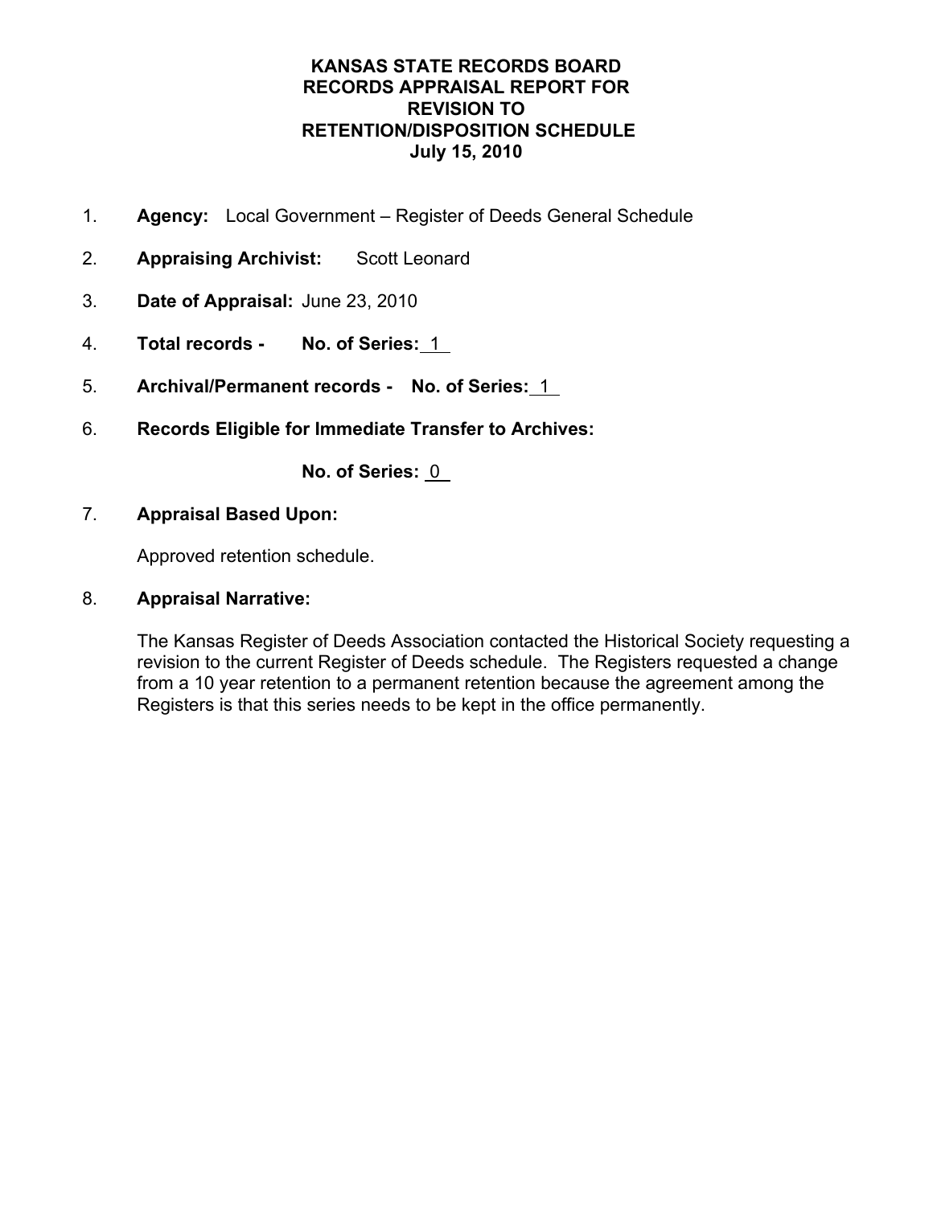# KANSAS STATE RECORDS BOARD
# RECORDS APPRAISAL REPORT FOR REVISION TO RETENTION/DISPOSITION SCHEDULE
# July 15, 2010

1. **Agency:** Local Government – Register of Deeds General Schedule

2. **Appraising Archivist:** Scott Leonard

3. **Date of Appraisal:** June 23, 2010

4. **Total records - No. of Series:** 1

5. **Archival/Permanent records - No. of Series:** 1

6. **Records Eligible for Immediate Transfer to Archives:**

   **No. of Series:** 0

7. **Appraisal Based Upon:**

   Approved retention schedule.

8. **Appraisal Narrative:**

   The Kansas Register of Deeds Association contacted the Historical Society requesting a revision to the current Register of Deeds schedule. The Registers requested a change from a 10 year retention to a permanent retention because the agreement among the Registers is that this series needs to be kept in the office permanently.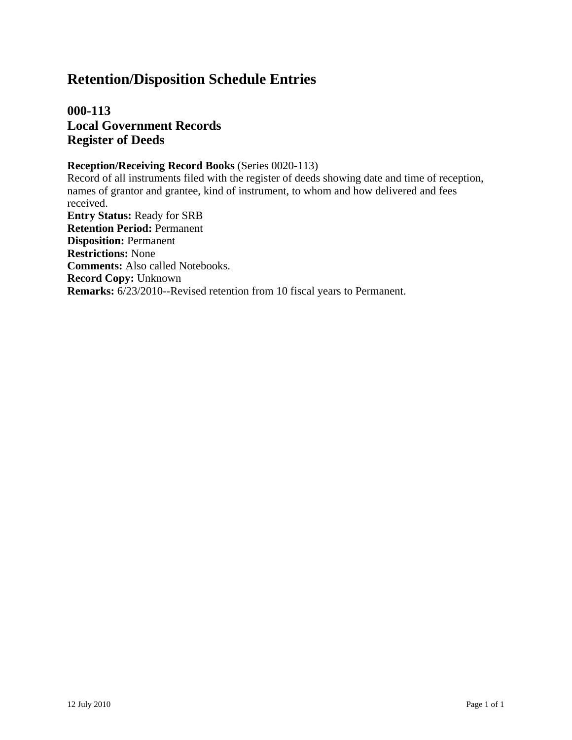# Retention/Disposition Schedule Entries

## 000-113
## Local Government Records
## Register of Deeds

**Reception/Receiving Record Books** (Series 0020-113)
Record of all instruments filed with the register of deeds showing date and time of reception, names of grantor and grantee, kind of instrument, to whom and how delivered and fees received.
**Entry Status:** Ready for SRB
**Retention Period:** Permanent
**Disposition:** Permanent
**Restrictions:** None
**Comments:** Also called Notebooks.
**Record Copy:** Unknown
**Remarks:** 6/23/2010--Revised retention from 10 fiscal years to Permanent.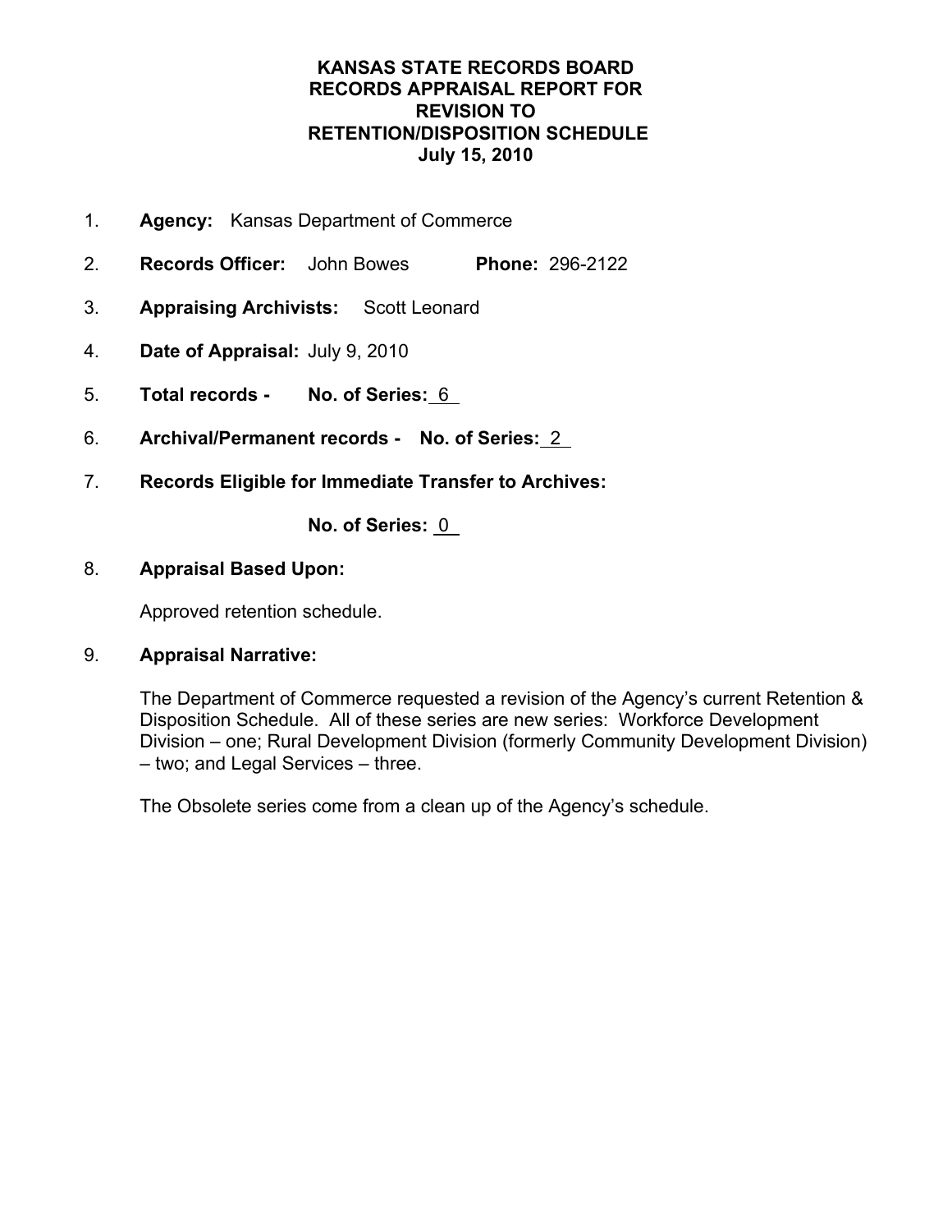# KANSAS STATE RECORDS BOARD
# RECORDS APPRAISAL REPORT FOR REVISION TO RETENTION/DISPOSITION SCHEDULE
# July 15, 2010

1. **Agency:** Kansas Department of Commerce

2. **Records Officer:** John Bowes **Phone:** 296-2122

3. **Appraising Archivists:** Scott Leonard

4. **Date of Appraisal:** July 9, 2010

5. **Total records - No. of Series:** 6

6. **Archival/Permanent records - No. of Series:** 2

7. **Records Eligible for Immediate Transfer to Archives:**

   **No. of Series:** 0

8. **Appraisal Based Upon:**

   Approved retention schedule.

9. **Appraisal Narrative:**

   The Department of Commerce requested a revision of the Agency's current Retention & Disposition Schedule. All of these series are new series: Workforce Development Division – one; Rural Development Division (formerly Community Development Division) – two; and Legal Services – three.

   The Obsolete series come from a clean up of the Agency's schedule.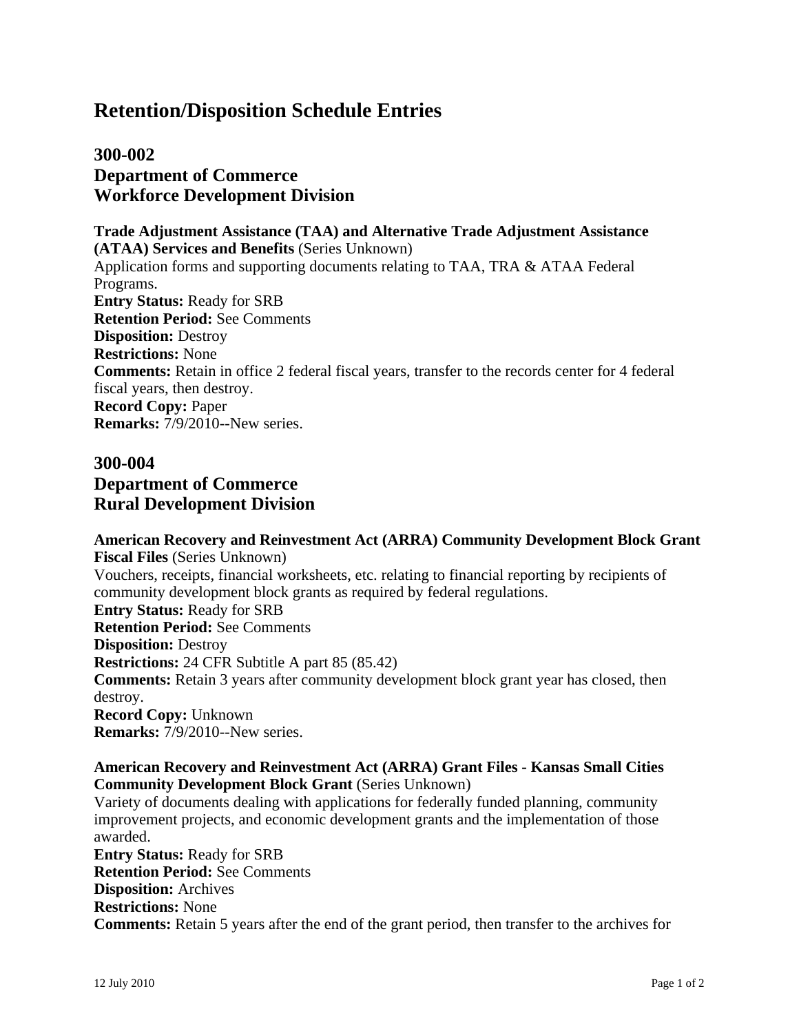# Retention/Disposition Schedule Entries

## 300-002
## Department of Commerce
## Workforce Development Division

**Trade Adjustment Assistance (TAA) and Alternative Trade Adjustment Assistance (ATAA) Services and Benefits** (Series Unknown)
Application forms and supporting documents relating to TAA, TRA & ATAA Federal Programs.
**Entry Status:** Ready for SRB
**Retention Period:** See Comments
**Disposition:** Destroy
**Restrictions:** None
**Comments:** Retain in office 2 federal fiscal years, transfer to the records center for 4 federal fiscal years, then destroy.
**Record Copy:** Paper
**Remarks:** 7/9/2010--New series.

## 300-004
## Department of Commerce
## Rural Development Division

**American Recovery and Reinvestment Act (ARRA) Community Development Block Grant Fiscal Files** (Series Unknown)
Vouchers, receipts, financial worksheets, etc. relating to financial reporting by recipients of community development block grants as required by federal regulations.
**Entry Status:** Ready for SRB
**Retention Period:** See Comments
**Disposition:** Destroy
**Restrictions:** 24 CFR Subtitle A part 85 (85.42)
**Comments:** Retain 3 years after community development block grant year has closed, then destroy.
**Record Copy:** Unknown
**Remarks:** 7/9/2010--New series.

**American Recovery and Reinvestment Act (ARRA) Grant Files - Kansas Small Cities Community Development Block Grant** (Series Unknown)
Variety of documents dealing with applications for federally funded planning, community improvement projects, and economic development grants and the implementation of those awarded.
**Entry Status:** Ready for SRB
**Retention Period:** See Comments
**Disposition:** Archives
**Restrictions:** None
**Comments:** Retain 5 years after the end of the grant period, then transfer to the archives for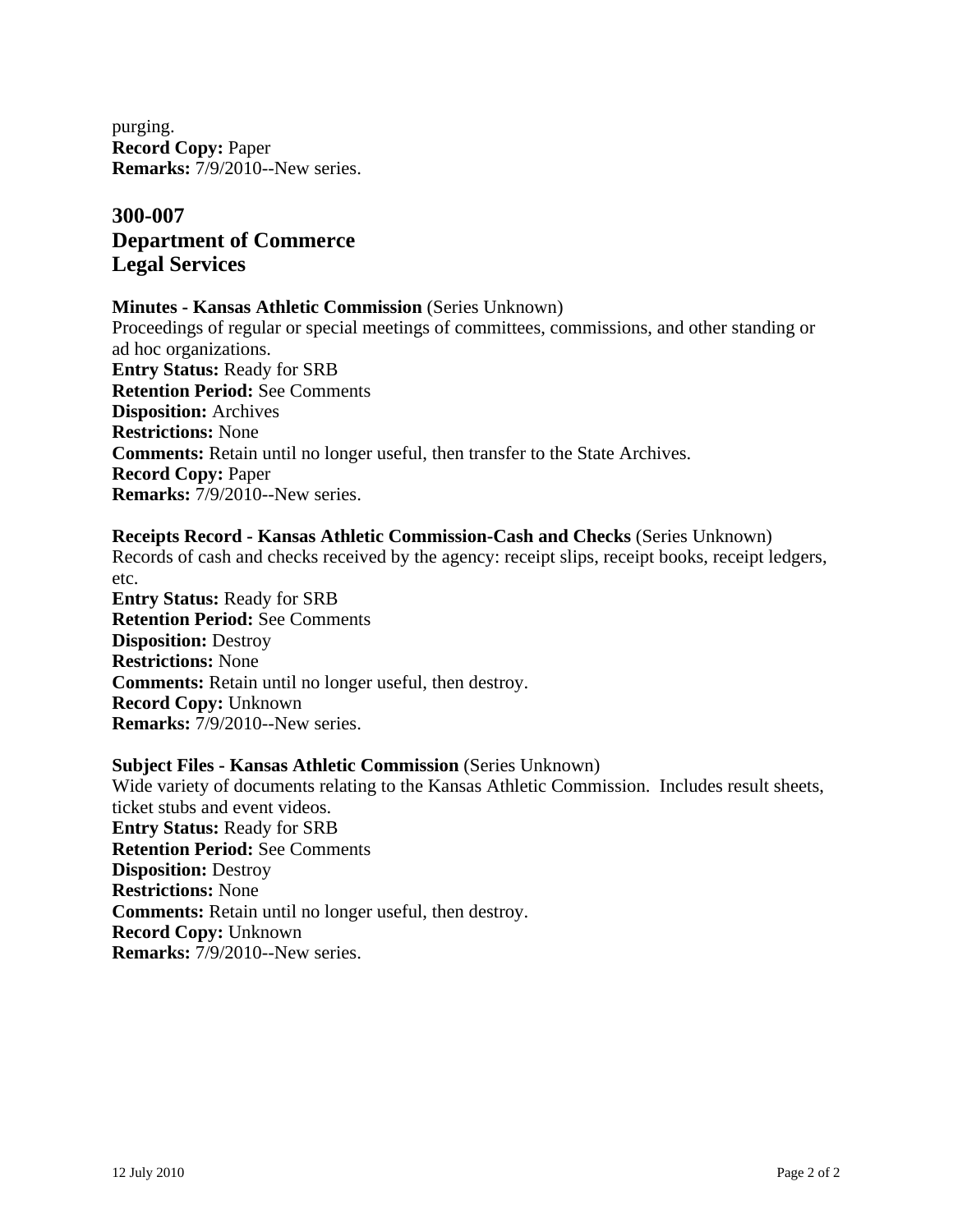purging.
**Record Copy:** Paper
**Remarks:** 7/9/2010--New series.

## 300-007
## Department of Commerce
## Legal Services

**Minutes - Kansas Athletic Commission** (Series Unknown)
Proceedings of regular or special meetings of committees, commissions, and other standing or ad hoc organizations.
**Entry Status:** Ready for SRB
**Retention Period:** See Comments
**Disposition:** Archives
**Restrictions:** None
**Comments:** Retain until no longer useful, then transfer to the State Archives.
**Record Copy:** Paper
**Remarks:** 7/9/2010--New series.

**Receipts Record - Kansas Athletic Commission-Cash and Checks** (Series Unknown)
Records of cash and checks received by the agency: receipt slips, receipt books, receipt ledgers, etc.
**Entry Status:** Ready for SRB
**Retention Period:** See Comments
**Disposition:** Destroy
**Restrictions:** None
**Comments:** Retain until no longer useful, then destroy.
**Record Copy:** Unknown
**Remarks:** 7/9/2010--New series.

**Subject Files - Kansas Athletic Commission** (Series Unknown)
Wide variety of documents relating to the Kansas Athletic Commission. Includes result sheets, ticket stubs and event videos.
**Entry Status:** Ready for SRB
**Retention Period:** See Comments
**Disposition:** Destroy
**Restrictions:** None
**Comments:** Retain until no longer useful, then destroy.
**Record Copy:** Unknown
**Remarks:** 7/9/2010--New series.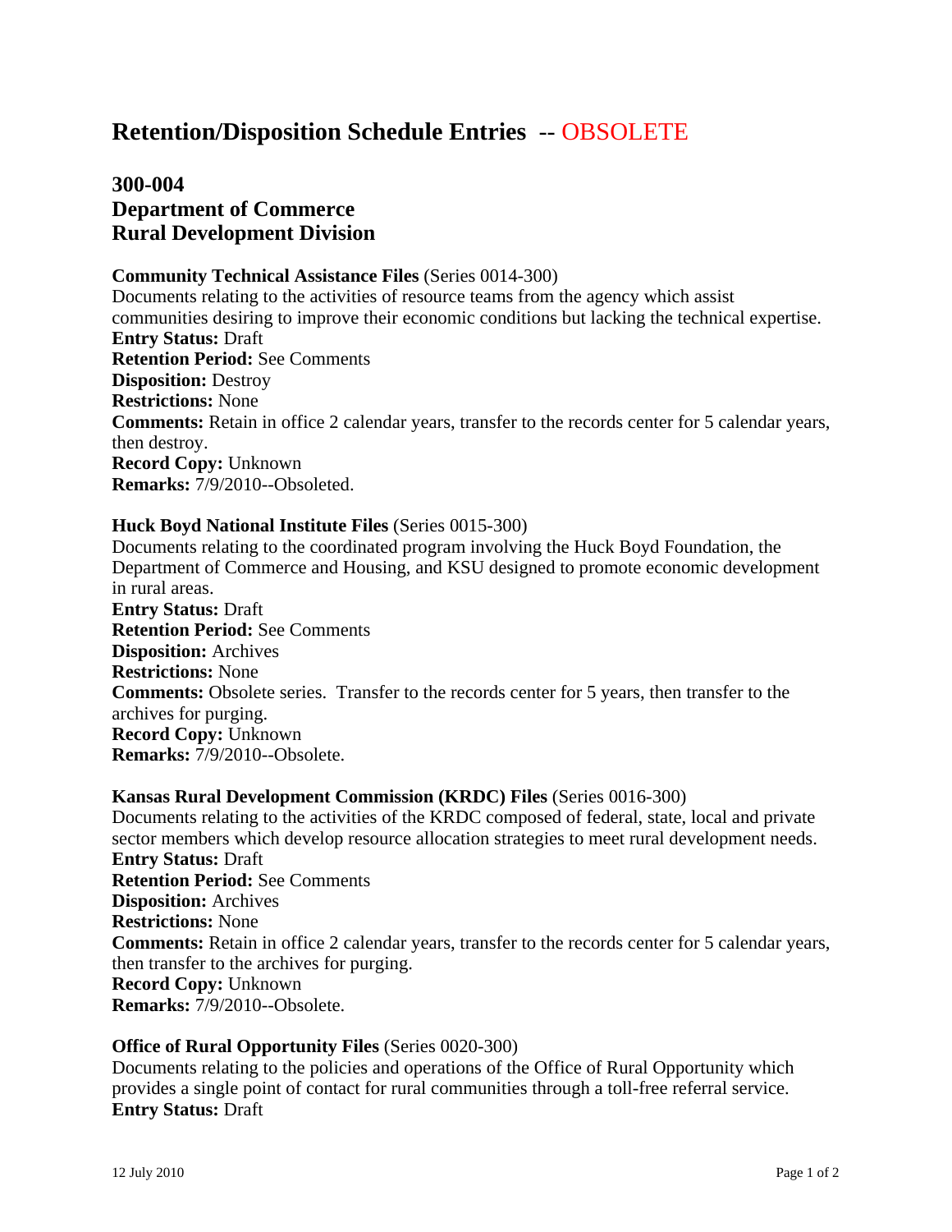# Retention/Disposition Schedule Entries -- OBSOLETE

## 300-004
## Department of Commerce
## Rural Development Division

**Community Technical Assistance Files** (Series 0014-300)
Documents relating to the activities of resource teams from the agency which assist communities desiring to improve their economic conditions but lacking the technical expertise.
**Entry Status:** Draft
**Retention Period:** See Comments
**Disposition:** Destroy
**Restrictions:** None
**Comments:** Retain in office 2 calendar years, transfer to the records center for 5 calendar years, then destroy.
**Record Copy:** Unknown
**Remarks:** 7/9/2010--Obsoleted.

**Huck Boyd National Institute Files** (Series 0015-300)
Documents relating to the coordinated program involving the Huck Boyd Foundation, the Department of Commerce and Housing, and KSU designed to promote economic development in rural areas.
**Entry Status:** Draft
**Retention Period:** See Comments
**Disposition:** Archives
**Restrictions:** None
**Comments:** Obsolete series. Transfer to the records center for 5 years, then transfer to the archives for purging.
**Record Copy:** Unknown
**Remarks:** 7/9/2010--Obsolete.

**Kansas Rural Development Commission (KRDC) Files** (Series 0016-300)
Documents relating to the activities of the KRDC composed of federal, state, local and private sector members which develop resource allocation strategies to meet rural development needs.
**Entry Status:** Draft
**Retention Period:** See Comments
**Disposition:** Archives
**Restrictions:** None
**Comments:** Retain in office 2 calendar years, transfer to the records center for 5 calendar years, then transfer to the archives for purging.
**Record Copy:** Unknown
**Remarks:** 7/9/2010--Obsolete.

**Office of Rural Opportunity Files** (Series 0020-300)
Documents relating to the policies and operations of the Office of Rural Opportunity which provides a single point of contact for rural communities through a toll-free referral service.
**Entry Status:** Draft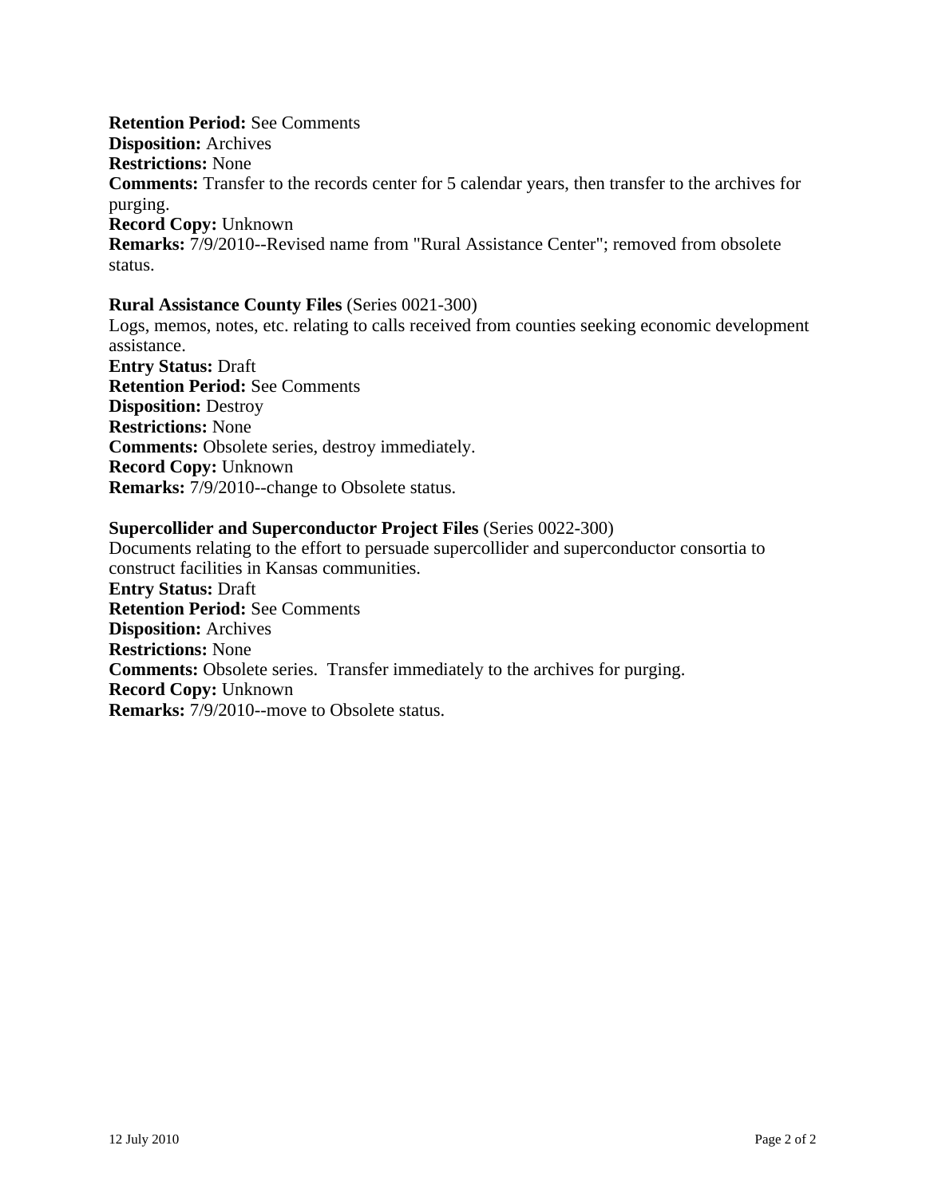**Retention Period:** See Comments
**Disposition:** Archives
**Restrictions:** None
**Comments:** Transfer to the records center for 5 calendar years, then transfer to the archives for purging.
**Record Copy:** Unknown
**Remarks:** 7/9/2010--Revised name from "Rural Assistance Center"; removed from obsolete status.

**Rural Assistance County Files** (Series 0021-300)
Logs, memos, notes, etc. relating to calls received from counties seeking economic development assistance.
**Entry Status:** Draft
**Retention Period:** See Comments
**Disposition:** Destroy
**Restrictions:** None
**Comments:** Obsolete series, destroy immediately.
**Record Copy:** Unknown
**Remarks:** 7/9/2010--change to Obsolete status.

**Supercollider and Superconductor Project Files** (Series 0022-300)
Documents relating to the effort to persuade supercollider and superconductor consortia to construct facilities in Kansas communities.
**Entry Status:** Draft
**Retention Period:** See Comments
**Disposition:** Archives
**Restrictions:** None
**Comments:** Obsolete series. Transfer immediately to the archives for purging.
**Record Copy:** Unknown
**Remarks:** 7/9/2010--move to Obsolete status.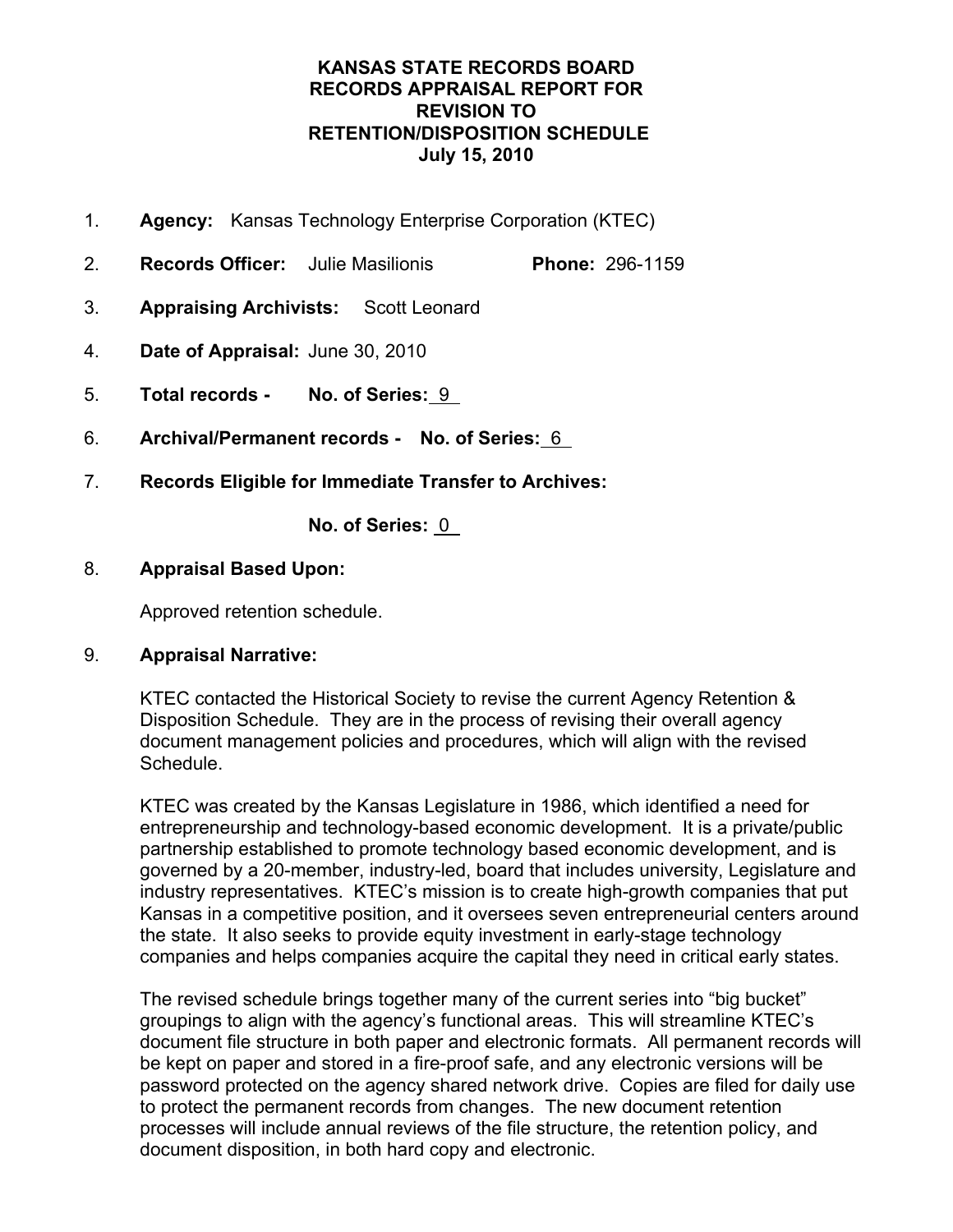# KANSAS STATE RECORDS BOARD
# RECORDS APPRAISAL REPORT FOR REVISION TO RETENTION/DISPOSITION SCHEDULE
# July 15, 2010

1. **Agency:** Kansas Technology Enterprise Corporation (KTEC)

2. **Records Officer:** Julie Masilionis **Phone:** 296-1159

3. **Appraising Archivists:** Scott Leonard

4. **Date of Appraisal:** June 30, 2010

5. **Total records - No. of Series:** 9

6. **Archival/Permanent records - No. of Series:** 6

7. **Records Eligible for Immediate Transfer to Archives:**

   **No. of Series:** 0

8. **Appraisal Based Upon:**

   Approved retention schedule.

9. **Appraisal Narrative:**

   KTEC contacted the Historical Society to revise the current Agency Retention & Disposition Schedule. They are in the process of revising their overall agency document management policies and procedures, which will align with the revised Schedule.

   KTEC was created by the Kansas Legislature in 1986, which identified a need for entrepreneurship and technology-based economic development. It is a private/public partnership established to promote technology based economic development, and is governed by a 20-member, industry-led, board that includes university, Legislature and industry representatives. KTEC's mission is to create high-growth companies that put Kansas in a competitive position, and it oversees seven entrepreneurial centers around the state. It also seeks to provide equity investment in early-stage technology companies and helps companies acquire the capital they need in critical early states.

   The revised schedule brings together many of the current series into "big bucket" groupings to align with the agency's functional areas. This will streamline KTEC's document file structure in both paper and electronic formats. All permanent records will be kept on paper and stored in a fire-proof safe, and any electronic versions will be password protected on the agency shared network drive. Copies are filed for daily use to protect the permanent records from changes. The new document retention processes will include annual reviews of the file structure, the retention policy, and document disposition, in both hard copy and electronic.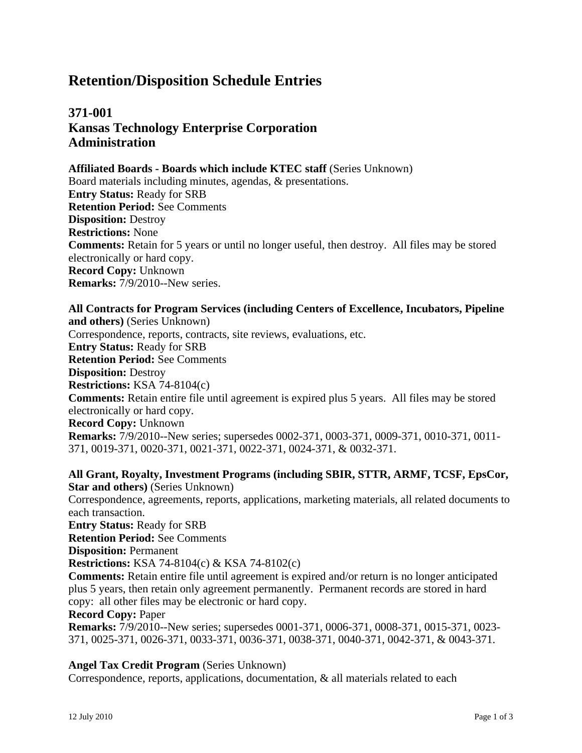# Retention/Disposition Schedule Entries

## 371-001
## Kansas Technology Enterprise Corporation
## Administration

**Affiliated Boards - Boards which include KTEC staff** (Series Unknown)
Board materials including minutes, agendas, & presentations.
**Entry Status:** Ready for SRB
**Retention Period:** See Comments
**Disposition:** Destroy
**Restrictions:** None
**Comments:** Retain for 5 years or until no longer useful, then destroy. All files may be stored electronically or hard copy.
**Record Copy:** Unknown
**Remarks:** 7/9/2010--New series.

**All Contracts for Program Services (including Centers of Excellence, Incubators, Pipeline and others)** (Series Unknown)
Correspondence, reports, contracts, site reviews, evaluations, etc.
**Entry Status:** Ready for SRB
**Retention Period:** See Comments
**Disposition:** Destroy
**Restrictions:** KSA 74-8104(c)
**Comments:** Retain entire file until agreement is expired plus 5 years. All files may be stored electronically or hard copy.
**Record Copy:** Unknown
**Remarks:** 7/9/2010--New series; supersedes 0002-371, 0003-371, 0009-371, 0010-371, 0011-371, 0019-371, 0020-371, 0021-371, 0022-371, 0024-371, & 0032-371.

**All Grant, Royalty, Investment Programs (including SBIR, STTR, ARMF, TCSF, EpsCor, Star and others)** (Series Unknown)
Correspondence, agreements, reports, applications, marketing materials, all related documents to each transaction.
**Entry Status:** Ready for SRB
**Retention Period:** See Comments
**Disposition:** Permanent
**Restrictions:** KSA 74-8104(c) & KSA 74-8102(c)
**Comments:** Retain entire file until agreement is expired and/or return is no longer anticipated plus 5 years, then retain only agreement permanently. Permanent records are stored in hard copy: all other files may be electronic or hard copy.
**Record Copy:** Paper
**Remarks:** 7/9/2010--New series; supersedes 0001-371, 0006-371, 0008-371, 0015-371, 0023-371, 0025-371, 0026-371, 0033-371, 0036-371, 0038-371, 0040-371, 0042-371, & 0043-371.

**Angel Tax Credit Program** (Series Unknown)
Correspondence, reports, applications, documentation, & all materials related to each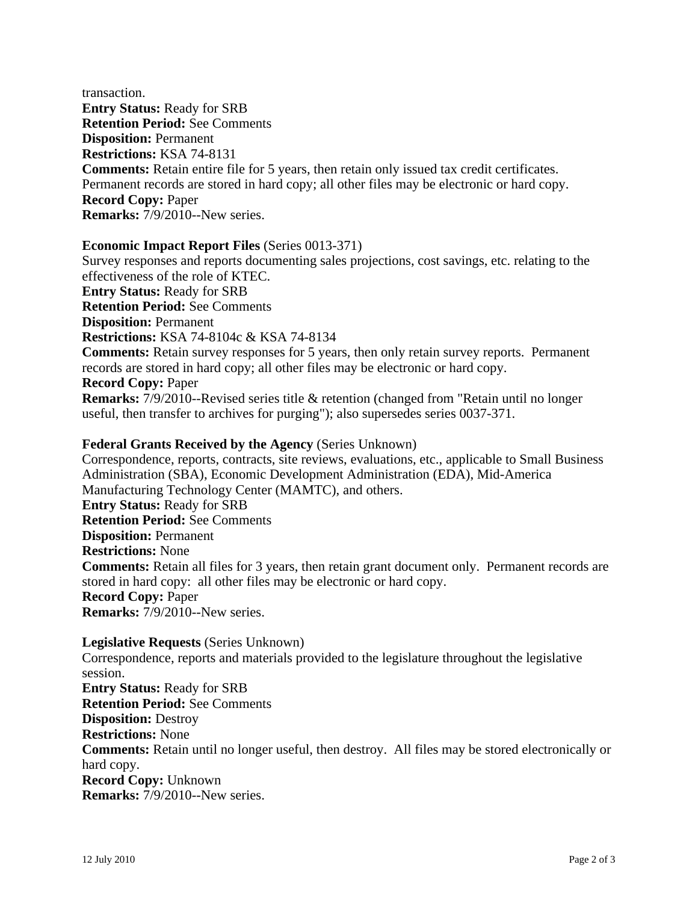transaction.
**Entry Status:** Ready for SRB
**Retention Period:** See Comments
**Disposition:** Permanent
**Restrictions:** KSA 74-8131
**Comments:** Retain entire file for 5 years, then retain only issued tax credit certificates. Permanent records are stored in hard copy; all other files may be electronic or hard copy.
**Record Copy:** Paper
**Remarks:** 7/9/2010--New series.

**Economic Impact Report Files** (Series 0013-371)
Survey responses and reports documenting sales projections, cost savings, etc. relating to the effectiveness of the role of KTEC.
**Entry Status:** Ready for SRB
**Retention Period:** See Comments
**Disposition:** Permanent
**Restrictions:** KSA 74-8104c & KSA 74-8134
**Comments:** Retain survey responses for 5 years, then only retain survey reports. Permanent records are stored in hard copy; all other files may be electronic or hard copy.
**Record Copy:** Paper
**Remarks:** 7/9/2010--Revised series title & retention (changed from "Retain until no longer useful, then transfer to archives for purging"); also supersedes series 0037-371.

**Federal Grants Received by the Agency** (Series Unknown)
Correspondence, reports, contracts, site reviews, evaluations, etc., applicable to Small Business Administration (SBA), Economic Development Administration (EDA), Mid-America Manufacturing Technology Center (MAMTC), and others.
**Entry Status:** Ready for SRB
**Retention Period:** See Comments
**Disposition:** Permanent
**Restrictions:** None
**Comments:** Retain all files for 3 years, then retain grant document only. Permanent records are stored in hard copy: all other files may be electronic or hard copy.
**Record Copy:** Paper
**Remarks:** 7/9/2010--New series.

**Legislative Requests** (Series Unknown)
Correspondence, reports and materials provided to the legislature throughout the legislative session.
**Entry Status:** Ready for SRB
**Retention Period:** See Comments
**Disposition:** Destroy
**Restrictions:** None
**Comments:** Retain until no longer useful, then destroy. All files may be stored electronically or hard copy.
**Record Copy:** Unknown
**Remarks:** 7/9/2010--New series.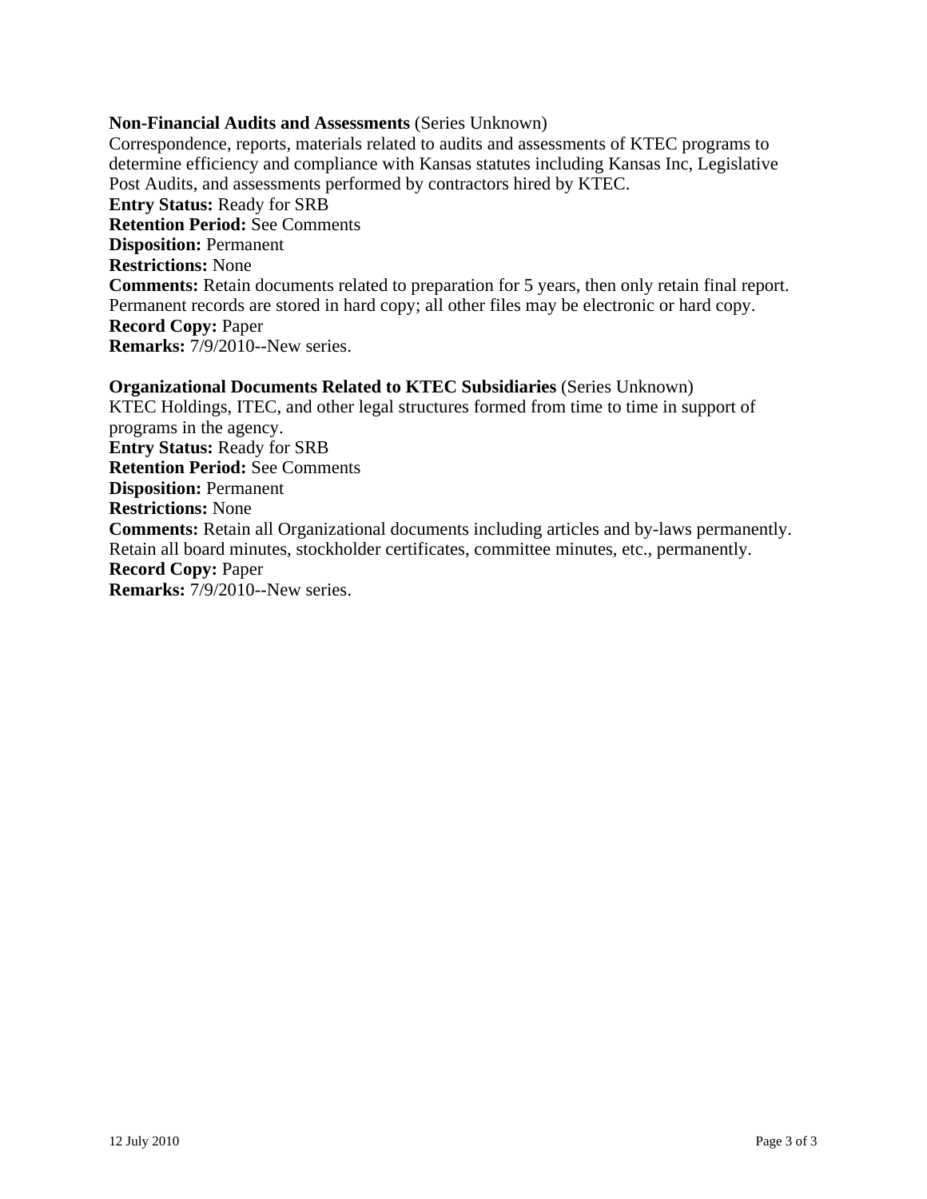**Non-Financial Audits and Assessments** (Series Unknown)
Correspondence, reports, materials related to audits and assessments of KTEC programs to determine efficiency and compliance with Kansas statutes including Kansas Inc, Legislative Post Audits, and assessments performed by contractors hired by KTEC.
**Entry Status:** Ready for SRB
**Retention Period:** See Comments
**Disposition:** Permanent
**Restrictions:** None
**Comments:** Retain documents related to preparation for 5 years, then only retain final report. Permanent records are stored in hard copy; all other files may be electronic or hard copy.
**Record Copy:** Paper
**Remarks:** 7/9/2010--New series.

**Organizational Documents Related to KTEC Subsidiaries** (Series Unknown)
KTEC Holdings, ITEC, and other legal structures formed from time to time in support of programs in the agency.
**Entry Status:** Ready for SRB
**Retention Period:** See Comments
**Disposition:** Permanent
**Restrictions:** None
**Comments:** Retain all Organizational documents including articles and by-laws permanently. Retain all board minutes, stockholder certificates, committee minutes, etc., permanently.
**Record Copy:** Paper
**Remarks:** 7/9/2010--New series.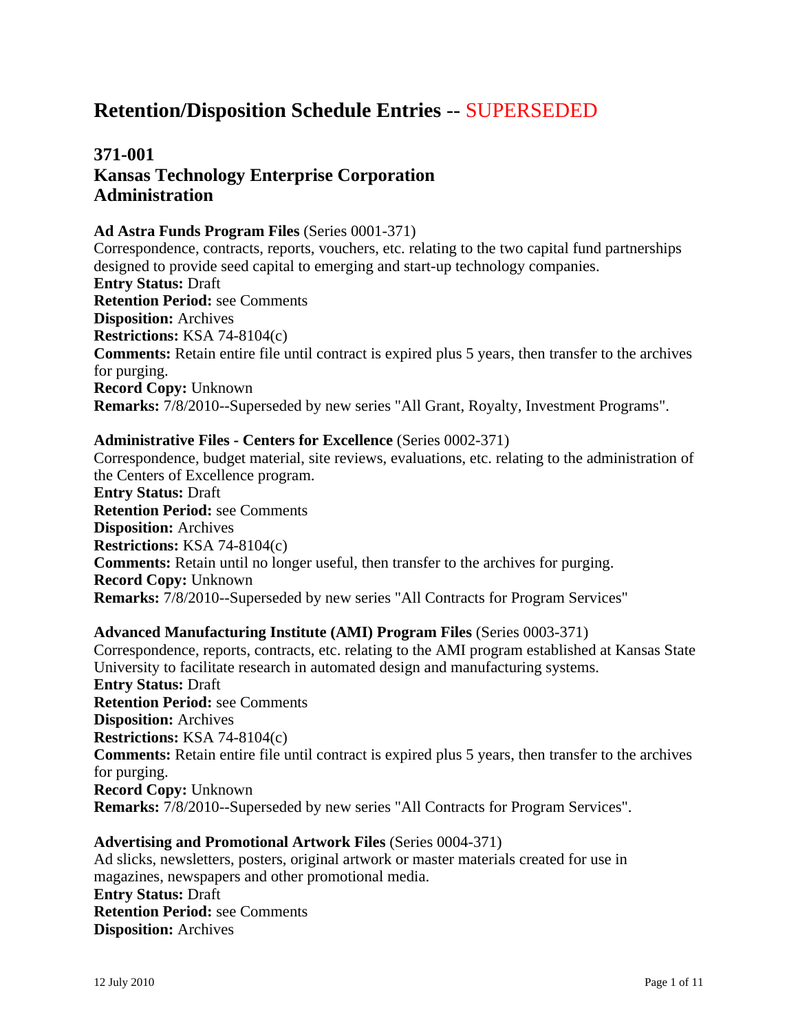# Retention/Disposition Schedule Entries -- SUPERSEDED

## 371-001
## Kansas Technology Enterprise Corporation
## Administration

**Ad Astra Funds Program Files** (Series 0001-371)
Correspondence, contracts, reports, vouchers, etc. relating to the two capital fund partnerships designed to provide seed capital to emerging and start-up technology companies.
**Entry Status:** Draft
**Retention Period:** see Comments
**Disposition:** Archives
**Restrictions:** KSA 74-8104(c)
**Comments:** Retain entire file until contract is expired plus 5 years, then transfer to the archives for purging.
**Record Copy:** Unknown
**Remarks:** 7/8/2010--Superseded by new series "All Grant, Royalty, Investment Programs".

**Administrative Files - Centers for Excellence** (Series 0002-371)
Correspondence, budget material, site reviews, evaluations, etc. relating to the administration of the Centers of Excellence program.
**Entry Status:** Draft
**Retention Period:** see Comments
**Disposition:** Archives
**Restrictions:** KSA 74-8104(c)
**Comments:** Retain until no longer useful, then transfer to the archives for purging.
**Record Copy:** Unknown
**Remarks:** 7/8/2010--Superseded by new series "All Contracts for Program Services"

**Advanced Manufacturing Institute (AMI) Program Files** (Series 0003-371)
Correspondence, reports, contracts, etc. relating to the AMI program established at Kansas State University to facilitate research in automated design and manufacturing systems.
**Entry Status:** Draft
**Retention Period:** see Comments
**Disposition:** Archives
**Restrictions:** KSA 74-8104(c)
**Comments:** Retain entire file until contract is expired plus 5 years, then transfer to the archives for purging.
**Record Copy:** Unknown
**Remarks:** 7/8/2010--Superseded by new series "All Contracts for Program Services".

**Advertising and Promotional Artwork Files** (Series 0004-371)
Ad slicks, newsletters, posters, original artwork or master materials created for use in magazines, newspapers and other promotional media.
**Entry Status:** Draft
**Retention Period:** see Comments
**Disposition:** Archives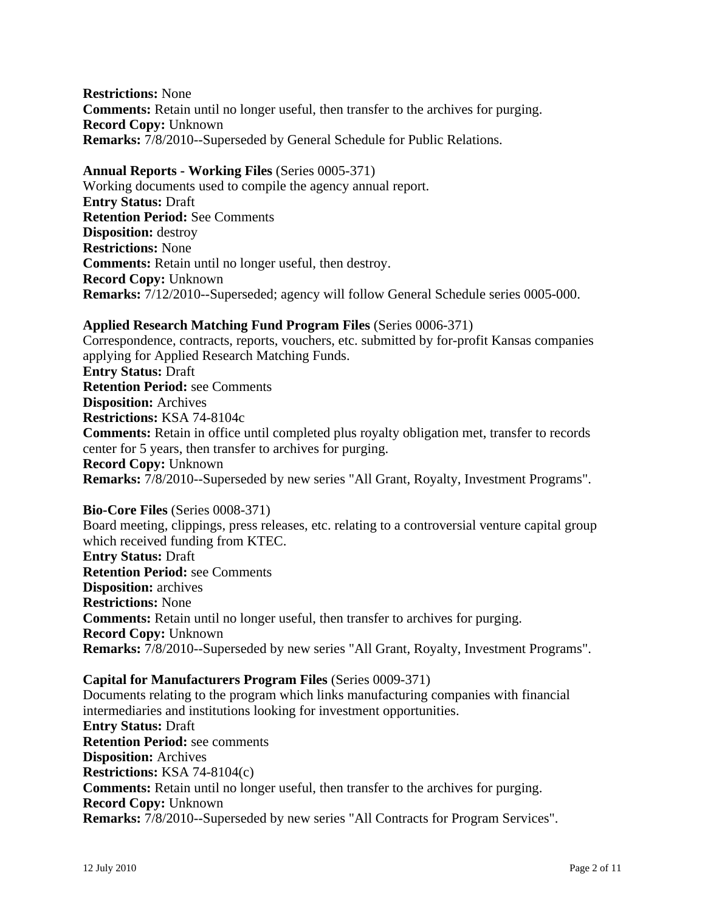**Restrictions:** None
**Comments:** Retain until no longer useful, then transfer to the archives for purging.
**Record Copy:** Unknown
**Remarks:** 7/8/2010--Superseded by General Schedule for Public Relations.

**Annual Reports - Working Files** (Series 0005-371)
Working documents used to compile the agency annual report.
**Entry Status:** Draft
**Retention Period:** See Comments
**Disposition:** destroy
**Restrictions:** None
**Comments:** Retain until no longer useful, then destroy.
**Record Copy:** Unknown
**Remarks:** 7/12/2010--Superseded; agency will follow General Schedule series 0005-000.

**Applied Research Matching Fund Program Files** (Series 0006-371)
Correspondence, contracts, reports, vouchers, etc. submitted by for-profit Kansas companies applying for Applied Research Matching Funds.
**Entry Status:** Draft
**Retention Period:** see Comments
**Disposition:** Archives
**Restrictions:** KSA 74-8104c
**Comments:** Retain in office until completed plus royalty obligation met, transfer to records center for 5 years, then transfer to archives for purging.
**Record Copy:** Unknown
**Remarks:** 7/8/2010--Superseded by new series "All Grant, Royalty, Investment Programs".

**Bio-Core Files** (Series 0008-371)
Board meeting, clippings, press releases, etc. relating to a controversial venture capital group which received funding from KTEC.
**Entry Status:** Draft
**Retention Period:** see Comments
**Disposition:** archives
**Restrictions:** None
**Comments:** Retain until no longer useful, then transfer to archives for purging.
**Record Copy:** Unknown
**Remarks:** 7/8/2010--Superseded by new series "All Grant, Royalty, Investment Programs".

**Capital for Manufacturers Program Files** (Series 0009-371)
Documents relating to the program which links manufacturing companies with financial intermediaries and institutions looking for investment opportunities.
**Entry Status:** Draft
**Retention Period:** see comments
**Disposition:** Archives
**Restrictions:** KSA 74-8104(c)
**Comments:** Retain until no longer useful, then transfer to the archives for purging.
**Record Copy:** Unknown
**Remarks:** 7/8/2010--Superseded by new series "All Contracts for Program Services".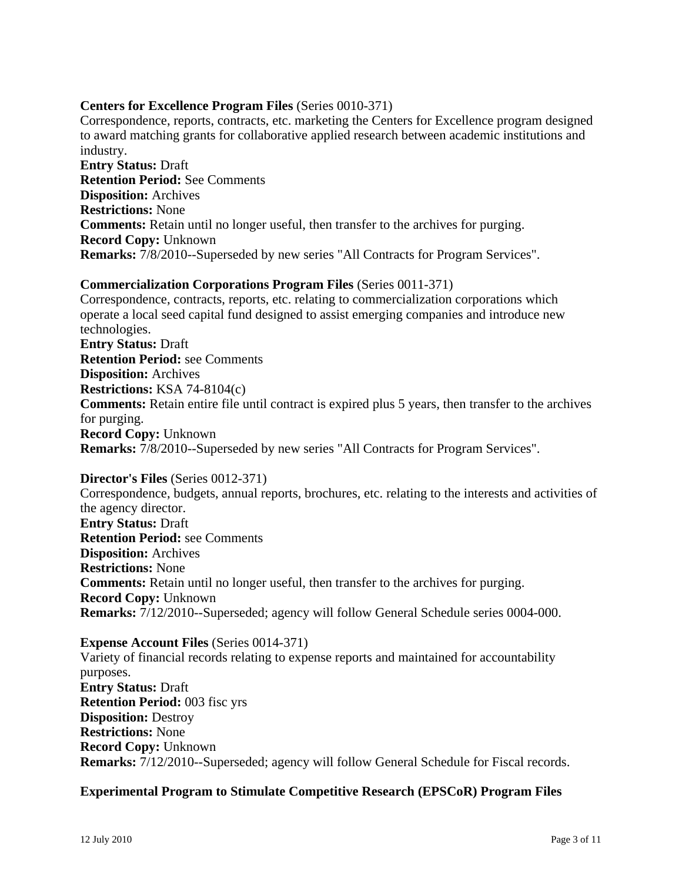**Centers for Excellence Program Files** (Series 0010-371)
Correspondence, reports, contracts, etc. marketing the Centers for Excellence program designed to award matching grants for collaborative applied research between academic institutions and industry.
**Entry Status:** Draft
**Retention Period:** See Comments
**Disposition:** Archives
**Restrictions:** None
**Comments:** Retain until no longer useful, then transfer to the archives for purging.
**Record Copy:** Unknown
**Remarks:** 7/8/2010--Superseded by new series "All Contracts for Program Services".

**Commercialization Corporations Program Files** (Series 0011-371)
Correspondence, contracts, reports, etc. relating to commercialization corporations which operate a local seed capital fund designed to assist emerging companies and introduce new technologies.
**Entry Status:** Draft
**Retention Period:** see Comments
**Disposition:** Archives
**Restrictions:** KSA 74-8104(c)
**Comments:** Retain entire file until contract is expired plus 5 years, then transfer to the archives for purging.
**Record Copy:** Unknown
**Remarks:** 7/8/2010--Superseded by new series "All Contracts for Program Services".

**Director's Files** (Series 0012-371)
Correspondence, budgets, annual reports, brochures, etc. relating to the interests and activities of the agency director.
**Entry Status:** Draft
**Retention Period:** see Comments
**Disposition:** Archives
**Restrictions:** None
**Comments:** Retain until no longer useful, then transfer to the archives for purging.
**Record Copy:** Unknown
**Remarks:** 7/12/2010--Superseded; agency will follow General Schedule series 0004-000.

**Expense Account Files** (Series 0014-371)
Variety of financial records relating to expense reports and maintained for accountability purposes.
**Entry Status:** Draft
**Retention Period:** 003 fisc yrs
**Disposition:** Destroy
**Restrictions:** None
**Record Copy:** Unknown
**Remarks:** 7/12/2010--Superseded; agency will follow General Schedule for Fiscal records.

**Experimental Program to Stimulate Competitive Research (EPSCoR) Program Files**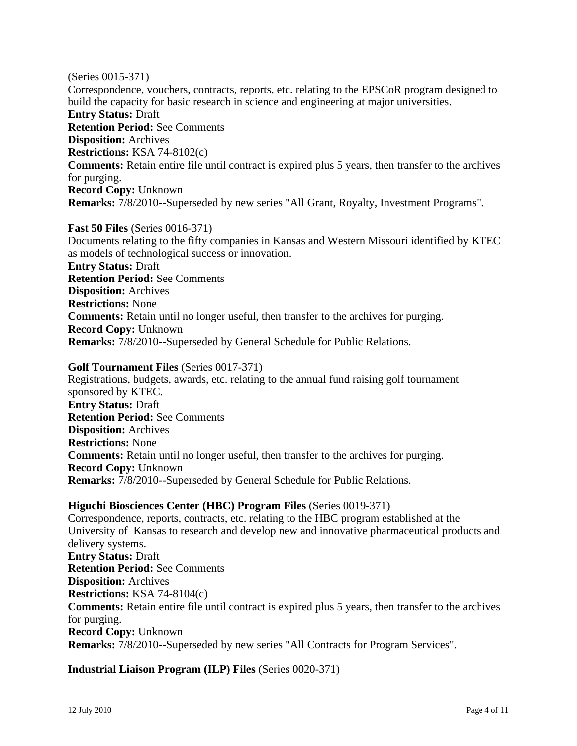(Series 0015-371)
Correspondence, vouchers, contracts, reports, etc. relating to the EPSCoR program designed to build the capacity for basic research in science and engineering at major universities.
**Entry Status:** Draft
**Retention Period:** See Comments
**Disposition:** Archives
**Restrictions:** KSA 74-8102(c)
**Comments:** Retain entire file until contract is expired plus 5 years, then transfer to the archives for purging.
**Record Copy:** Unknown
**Remarks:** 7/8/2010--Superseded by new series "All Grant, Royalty, Investment Programs".

**Fast 50 Files** (Series 0016-371)
Documents relating to the fifty companies in Kansas and Western Missouri identified by KTEC as models of technological success or innovation.
**Entry Status:** Draft
**Retention Period:** See Comments
**Disposition:** Archives
**Restrictions:** None
**Comments:** Retain until no longer useful, then transfer to the archives for purging.
**Record Copy:** Unknown
**Remarks:** 7/8/2010--Superseded by General Schedule for Public Relations.

**Golf Tournament Files** (Series 0017-371)
Registrations, budgets, awards, etc. relating to the annual fund raising golf tournament sponsored by KTEC.
**Entry Status:** Draft
**Retention Period:** See Comments
**Disposition:** Archives
**Restrictions:** None
**Comments:** Retain until no longer useful, then transfer to the archives for purging.
**Record Copy:** Unknown
**Remarks:** 7/8/2010--Superseded by General Schedule for Public Relations.

**Higuchi Biosciences Center (HBC) Program Files** (Series 0019-371)
Correspondence, reports, contracts, etc. relating to the HBC program established at the University of Kansas to research and develop new and innovative pharmaceutical products and delivery systems.
**Entry Status:** Draft
**Retention Period:** See Comments
**Disposition:** Archives
**Restrictions:** KSA 74-8104(c)
**Comments:** Retain entire file until contract is expired plus 5 years, then transfer to the archives for purging.
**Record Copy:** Unknown
**Remarks:** 7/8/2010--Superseded by new series "All Contracts for Program Services".

**Industrial Liaison Program (ILP) Files** (Series 0020-371)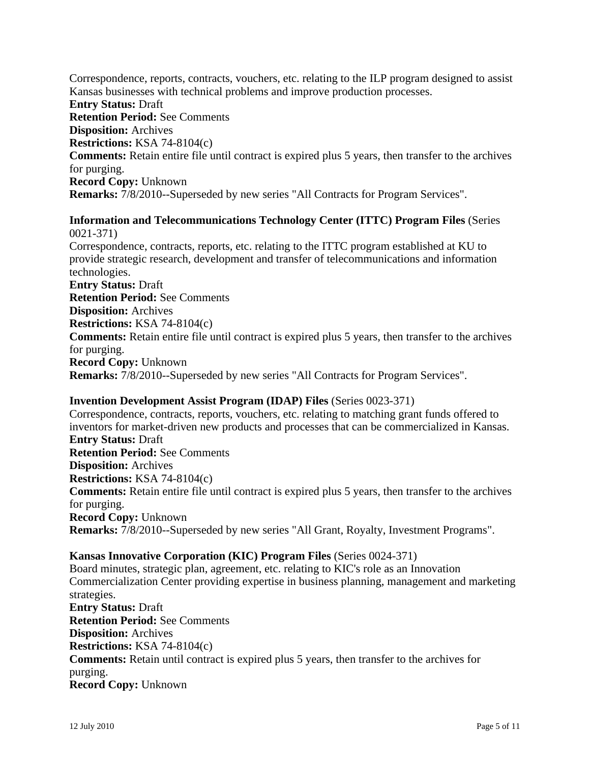Correspondence, reports, contracts, vouchers, etc. relating to the ILP program designed to assist Kansas businesses with technical problems and improve production processes.

**Entry Status:** Draft

**Retention Period:** See Comments

**Disposition:** Archives

**Restrictions:** KSA 74-8104(c)

**Comments:** Retain entire file until contract is expired plus 5 years, then transfer to the archives for purging.

**Record Copy:** Unknown

**Remarks:** 7/8/2010--Superseded by new series "All Contracts for Program Services".

**Information and Telecommunications Technology Center (ITTC) Program Files** (Series 0021-371)

Correspondence, contracts, reports, etc. relating to the ITTC program established at KU to provide strategic research, development and transfer of telecommunications and information technologies.

**Entry Status:** Draft

**Retention Period:** See Comments

**Disposition:** Archives

**Restrictions:** KSA 74-8104(c)

**Comments:** Retain entire file until contract is expired plus 5 years, then transfer to the archives for purging.

**Record Copy:** Unknown

**Remarks:** 7/8/2010--Superseded by new series "All Contracts for Program Services".

**Invention Development Assist Program (IDAP) Files** (Series 0023-371)

Correspondence, contracts, reports, vouchers, etc. relating to matching grant funds offered to inventors for market-driven new products and processes that can be commercialized in Kansas.

**Entry Status:** Draft

**Retention Period:** See Comments

**Disposition:** Archives

**Restrictions:** KSA 74-8104(c)

**Comments:** Retain entire file until contract is expired plus 5 years, then transfer to the archives for purging.

**Record Copy:** Unknown

**Remarks:** 7/8/2010--Superseded by new series "All Grant, Royalty, Investment Programs".

**Kansas Innovative Corporation (KIC) Program Files** (Series 0024-371)

Board minutes, strategic plan, agreement, etc. relating to KIC's role as an Innovation Commercialization Center providing expertise in business planning, management and marketing strategies.

**Entry Status:** Draft

**Retention Period:** See Comments

**Disposition:** Archives

**Restrictions:** KSA 74-8104(c)

**Comments:** Retain until contract is expired plus 5 years, then transfer to the archives for purging.

**Record Copy:** Unknown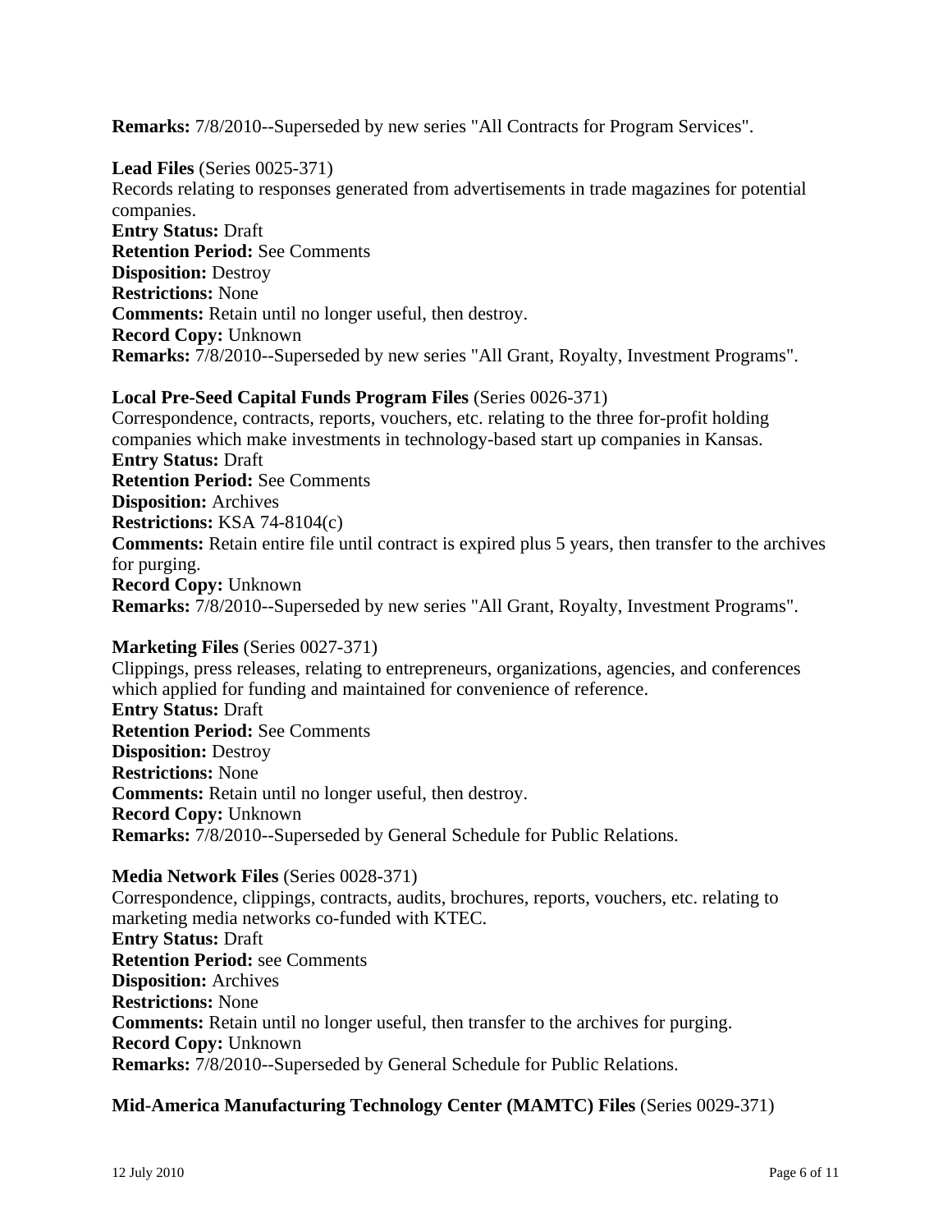**Remarks:** 7/8/2010--Superseded by new series "All Contracts for Program Services".

**Lead Files** (Series 0025-371)
Records relating to responses generated from advertisements in trade magazines for potential companies.
**Entry Status:** Draft
**Retention Period:** See Comments
**Disposition:** Destroy
**Restrictions:** None
**Comments:** Retain until no longer useful, then destroy.
**Record Copy:** Unknown
**Remarks:** 7/8/2010--Superseded by new series "All Grant, Royalty, Investment Programs".

**Local Pre-Seed Capital Funds Program Files** (Series 0026-371)
Correspondence, contracts, reports, vouchers, etc. relating to the three for-profit holding companies which make investments in technology-based start up companies in Kansas.
**Entry Status:** Draft
**Retention Period:** See Comments
**Disposition:** Archives
**Restrictions:** KSA 74-8104(c)
**Comments:** Retain entire file until contract is expired plus 5 years, then transfer to the archives for purging.
**Record Copy:** Unknown
**Remarks:** 7/8/2010--Superseded by new series "All Grant, Royalty, Investment Programs".

**Marketing Files** (Series 0027-371)
Clippings, press releases, relating to entrepreneurs, organizations, agencies, and conferences which applied for funding and maintained for convenience of reference.
**Entry Status:** Draft
**Retention Period:** See Comments
**Disposition:** Destroy
**Restrictions:** None
**Comments:** Retain until no longer useful, then destroy.
**Record Copy:** Unknown
**Remarks:** 7/8/2010--Superseded by General Schedule for Public Relations.

**Media Network Files** (Series 0028-371)
Correspondence, clippings, contracts, audits, brochures, reports, vouchers, etc. relating to marketing media networks co-funded with KTEC.
**Entry Status:** Draft
**Retention Period:** see Comments
**Disposition:** Archives
**Restrictions:** None
**Comments:** Retain until no longer useful, then transfer to the archives for purging.
**Record Copy:** Unknown
**Remarks:** 7/8/2010--Superseded by General Schedule for Public Relations.

**Mid-America Manufacturing Technology Center (MAMTC) Files** (Series 0029-371)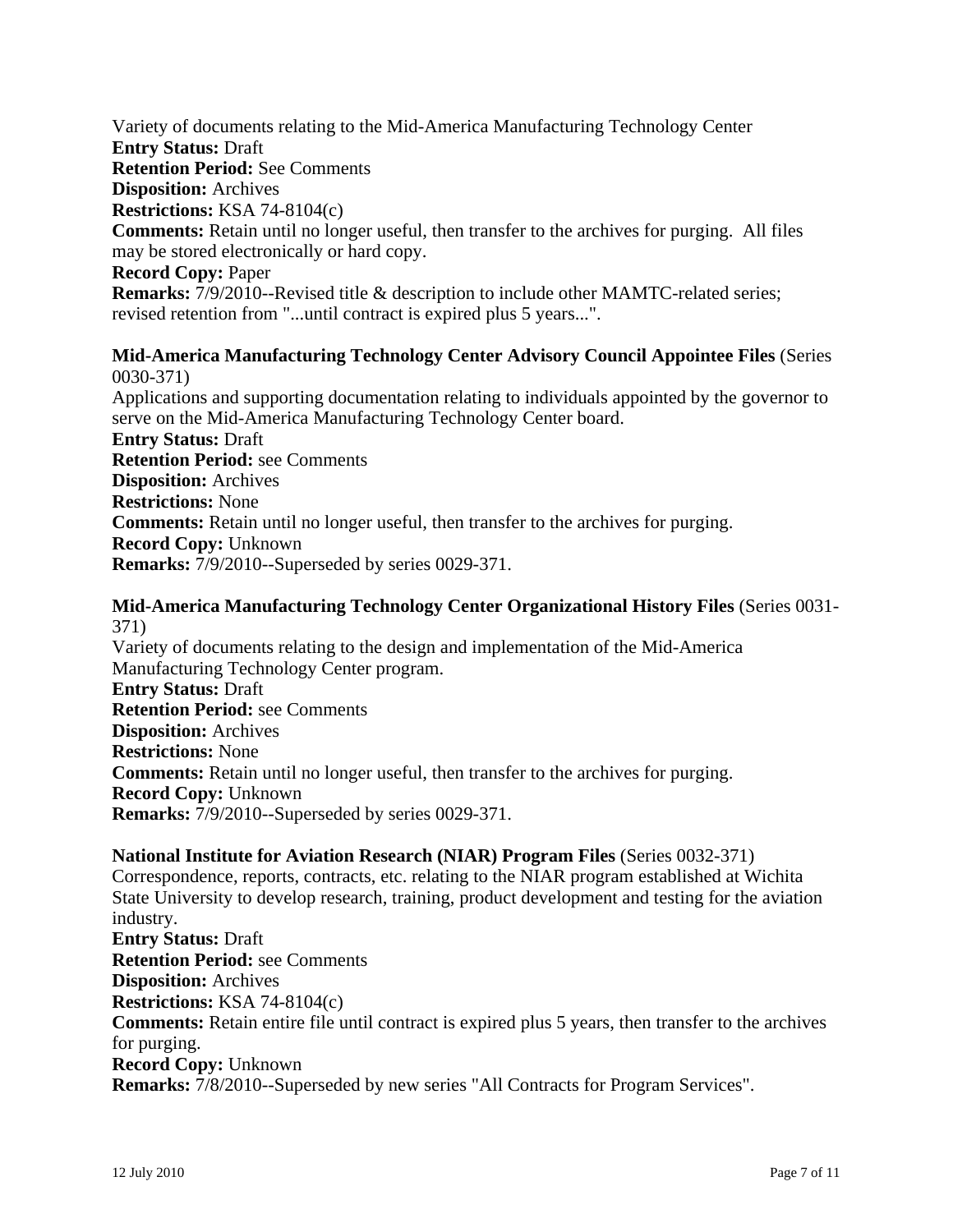Variety of documents relating to the Mid-America Manufacturing Technology Center
**Entry Status:** Draft
**Retention Period:** See Comments
**Disposition:** Archives
**Restrictions:** KSA 74-8104(c)
**Comments:** Retain until no longer useful, then transfer to the archives for purging. All files may be stored electronically or hard copy.
**Record Copy:** Paper
**Remarks:** 7/9/2010--Revised title & description to include other MAMTC-related series; revised retention from "...until contract is expired plus 5 years...".

**Mid-America Manufacturing Technology Center Advisory Council Appointee Files** (Series 0030-371)
Applications and supporting documentation relating to individuals appointed by the governor to serve on the Mid-America Manufacturing Technology Center board.
**Entry Status:** Draft
**Retention Period:** see Comments
**Disposition:** Archives
**Restrictions:** None
**Comments:** Retain until no longer useful, then transfer to the archives for purging.
**Record Copy:** Unknown
**Remarks:** 7/9/2010--Superseded by series 0029-371.

**Mid-America Manufacturing Technology Center Organizational History Files** (Series 0031-371)
Variety of documents relating to the design and implementation of the Mid-America Manufacturing Technology Center program.
**Entry Status:** Draft
**Retention Period:** see Comments
**Disposition:** Archives
**Restrictions:** None
**Comments:** Retain until no longer useful, then transfer to the archives for purging.
**Record Copy:** Unknown
**Remarks:** 7/9/2010--Superseded by series 0029-371.

**National Institute for Aviation Research (NIAR) Program Files** (Series 0032-371)
Correspondence, reports, contracts, etc. relating to the NIAR program established at Wichita State University to develop research, training, product development and testing for the aviation industry.
**Entry Status:** Draft
**Retention Period:** see Comments
**Disposition:** Archives
**Restrictions:** KSA 74-8104(c)
**Comments:** Retain entire file until contract is expired plus 5 years, then transfer to the archives for purging.
**Record Copy:** Unknown
**Remarks:** 7/8/2010--Superseded by new series "All Contracts for Program Services".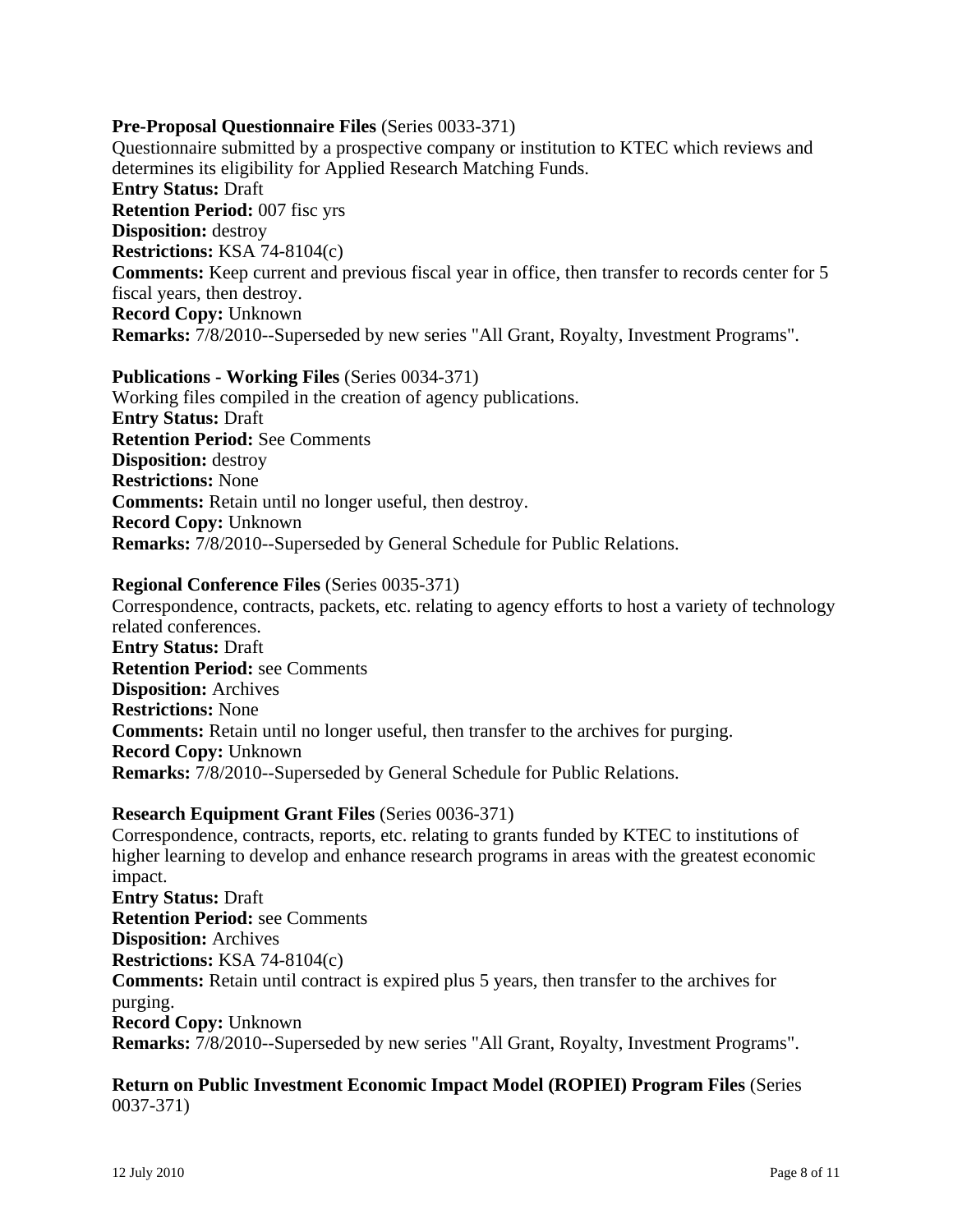**Pre-Proposal Questionnaire Files** (Series 0033-371)
Questionnaire submitted by a prospective company or institution to KTEC which reviews and determines its eligibility for Applied Research Matching Funds.
**Entry Status:** Draft
**Retention Period:** 007 fisc yrs
**Disposition:** destroy
**Restrictions:** KSA 74-8104(c)
**Comments:** Keep current and previous fiscal year in office, then transfer to records center for 5 fiscal years, then destroy.
**Record Copy:** Unknown
**Remarks:** 7/8/2010--Superseded by new series "All Grant, Royalty, Investment Programs".

**Publications - Working Files** (Series 0034-371)
Working files compiled in the creation of agency publications.
**Entry Status:** Draft
**Retention Period:** See Comments
**Disposition:** destroy
**Restrictions:** None
**Comments:** Retain until no longer useful, then destroy.
**Record Copy:** Unknown
**Remarks:** 7/8/2010--Superseded by General Schedule for Public Relations.

**Regional Conference Files** (Series 0035-371)
Correspondence, contracts, packets, etc. relating to agency efforts to host a variety of technology related conferences.
**Entry Status:** Draft
**Retention Period:** see Comments
**Disposition:** Archives
**Restrictions:** None
**Comments:** Retain until no longer useful, then transfer to the archives for purging.
**Record Copy:** Unknown
**Remarks:** 7/8/2010--Superseded by General Schedule for Public Relations.

**Research Equipment Grant Files** (Series 0036-371)
Correspondence, contracts, reports, etc. relating to grants funded by KTEC to institutions of higher learning to develop and enhance research programs in areas with the greatest economic impact.
**Entry Status:** Draft
**Retention Period:** see Comments
**Disposition:** Archives
**Restrictions:** KSA 74-8104(c)
**Comments:** Retain until contract is expired plus 5 years, then transfer to the archives for purging.
**Record Copy:** Unknown
**Remarks:** 7/8/2010--Superseded by new series "All Grant, Royalty, Investment Programs".

**Return on Public Investment Economic Impact Model (ROPIEI) Program Files** (Series 0037-371)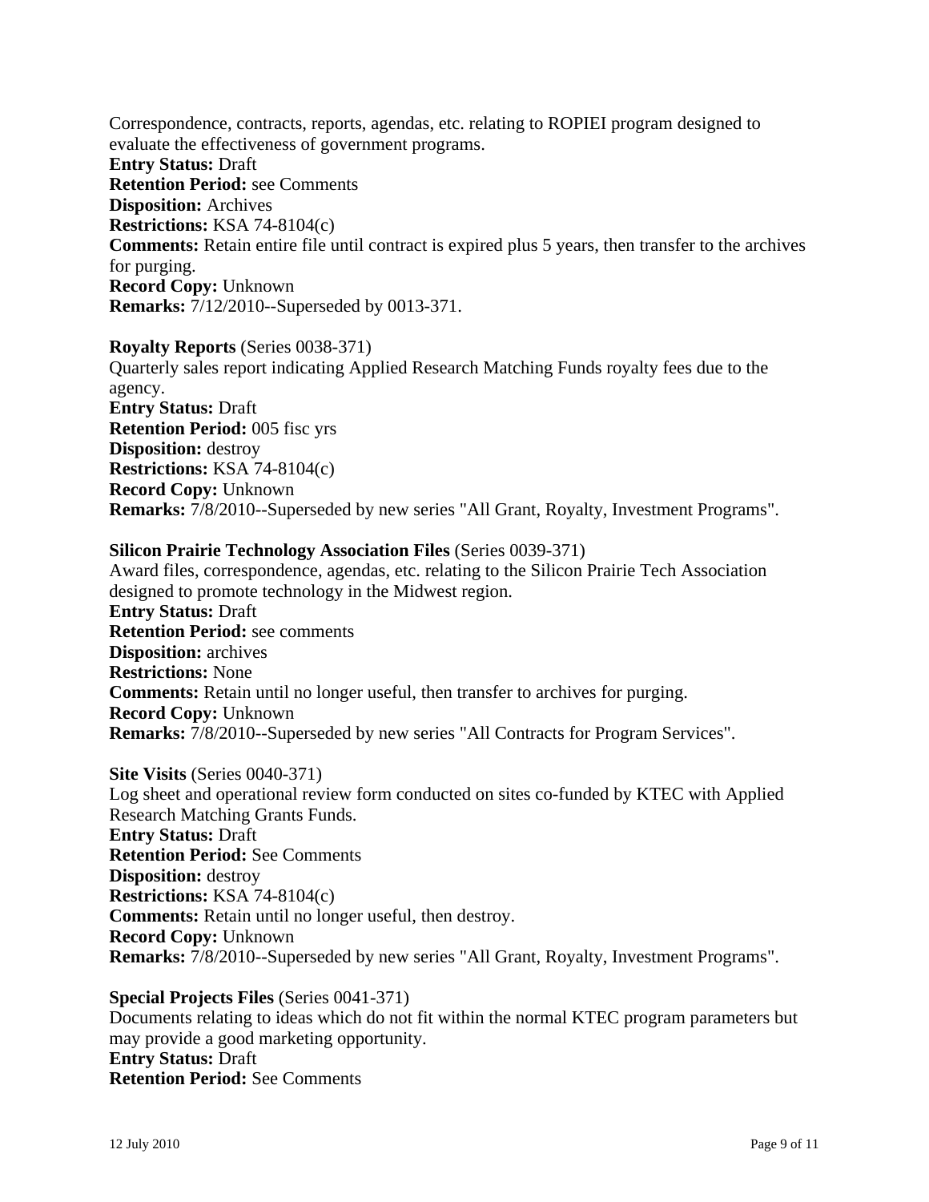Correspondence, contracts, reports, agendas, etc. relating to ROPIEI program designed to evaluate the effectiveness of government programs.
**Entry Status:** Draft
**Retention Period:** see Comments
**Disposition:** Archives
**Restrictions:** KSA 74-8104(c)
**Comments:** Retain entire file until contract is expired plus 5 years, then transfer to the archives for purging.
**Record Copy:** Unknown
**Remarks:** 7/12/2010--Superseded by 0013-371.

**Royalty Reports** (Series 0038-371)
Quarterly sales report indicating Applied Research Matching Funds royalty fees due to the agency.
**Entry Status:** Draft
**Retention Period:** 005 fisc yrs
**Disposition:** destroy
**Restrictions:** KSA 74-8104(c)
**Record Copy:** Unknown
**Remarks:** 7/8/2010--Superseded by new series "All Grant, Royalty, Investment Programs".

**Silicon Prairie Technology Association Files** (Series 0039-371)
Award files, correspondence, agendas, etc. relating to the Silicon Prairie Tech Association designed to promote technology in the Midwest region.
**Entry Status:** Draft
**Retention Period:** see comments
**Disposition:** archives
**Restrictions:** None
**Comments:** Retain until no longer useful, then transfer to archives for purging.
**Record Copy:** Unknown
**Remarks:** 7/8/2010--Superseded by new series "All Contracts for Program Services".

**Site Visits** (Series 0040-371)
Log sheet and operational review form conducted on sites co-funded by KTEC with Applied Research Matching Grants Funds.
**Entry Status:** Draft
**Retention Period:** See Comments
**Disposition:** destroy
**Restrictions:** KSA 74-8104(c)
**Comments:** Retain until no longer useful, then destroy.
**Record Copy:** Unknown
**Remarks:** 7/8/2010--Superseded by new series "All Grant, Royalty, Investment Programs".

**Special Projects Files** (Series 0041-371)
Documents relating to ideas which do not fit within the normal KTEC program parameters but may provide a good marketing opportunity.
**Entry Status:** Draft
**Retention Period:** See Comments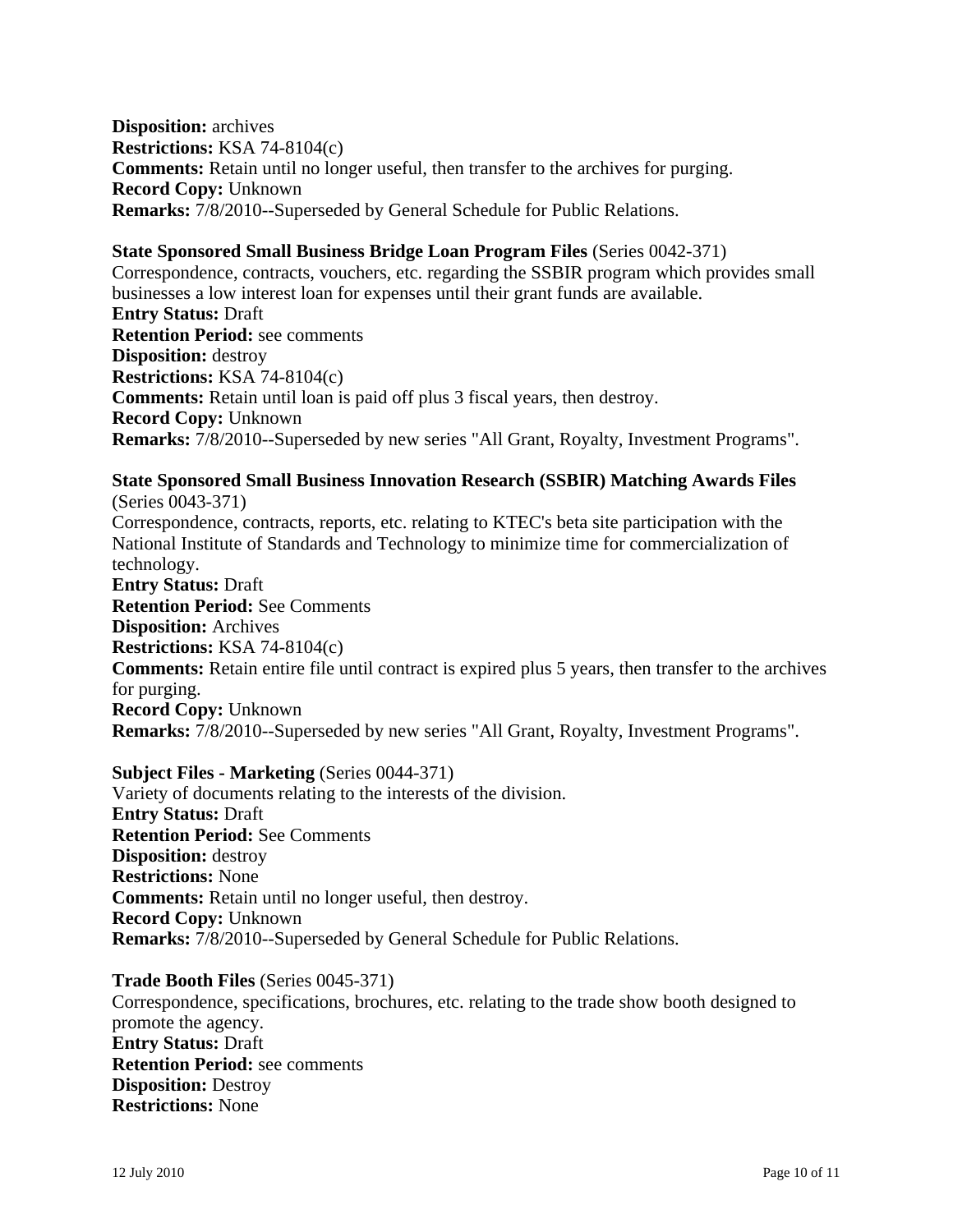**Disposition:** archives
**Restrictions:** KSA 74-8104(c)
**Comments:** Retain until no longer useful, then transfer to the archives for purging.
**Record Copy:** Unknown
**Remarks:** 7/8/2010--Superseded by General Schedule for Public Relations.

**State Sponsored Small Business Bridge Loan Program Files** (Series 0042-371)
Correspondence, contracts, vouchers, etc. regarding the SSBIR program which provides small businesses a low interest loan for expenses until their grant funds are available.
**Entry Status:** Draft
**Retention Period:** see comments
**Disposition:** destroy
**Restrictions:** KSA 74-8104(c)
**Comments:** Retain until loan is paid off plus 3 fiscal years, then destroy.
**Record Copy:** Unknown
**Remarks:** 7/8/2010--Superseded by new series "All Grant, Royalty, Investment Programs".

**State Sponsored Small Business Innovation Research (SSBIR) Matching Awards Files** (Series 0043-371)
Correspondence, contracts, reports, etc. relating to KTEC's beta site participation with the National Institute of Standards and Technology to minimize time for commercialization of technology.
**Entry Status:** Draft
**Retention Period:** See Comments
**Disposition:** Archives
**Restrictions:** KSA 74-8104(c)
**Comments:** Retain entire file until contract is expired plus 5 years, then transfer to the archives for purging.
**Record Copy:** Unknown
**Remarks:** 7/8/2010--Superseded by new series "All Grant, Royalty, Investment Programs".

**Subject Files - Marketing** (Series 0044-371)
Variety of documents relating to the interests of the division.
**Entry Status:** Draft
**Retention Period:** See Comments
**Disposition:** destroy
**Restrictions:** None
**Comments:** Retain until no longer useful, then destroy.
**Record Copy:** Unknown
**Remarks:** 7/8/2010--Superseded by General Schedule for Public Relations.

**Trade Booth Files** (Series 0045-371)
Correspondence, specifications, brochures, etc. relating to the trade show booth designed to promote the agency.
**Entry Status:** Draft
**Retention Period:** see comments
**Disposition:** Destroy
**Restrictions:** None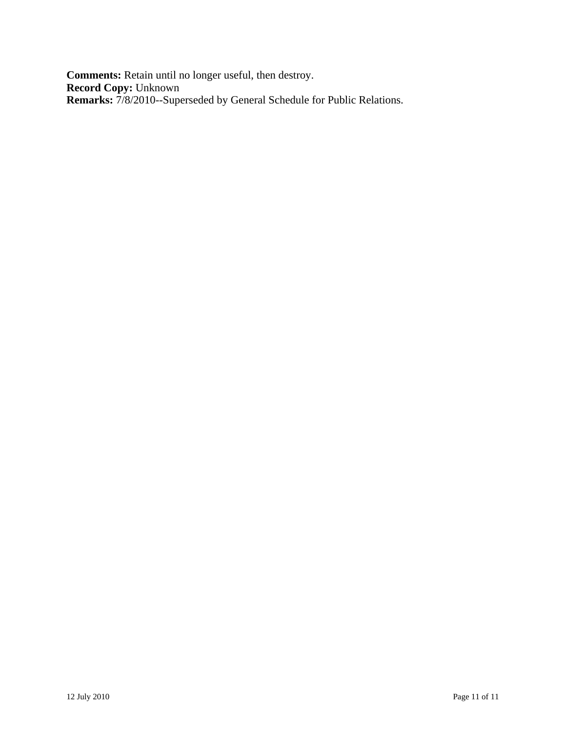**Comments:** Retain until no longer useful, then destroy.
**Record Copy:** Unknown
**Remarks:** 7/8/2010--Superseded by General Schedule for Public Relations.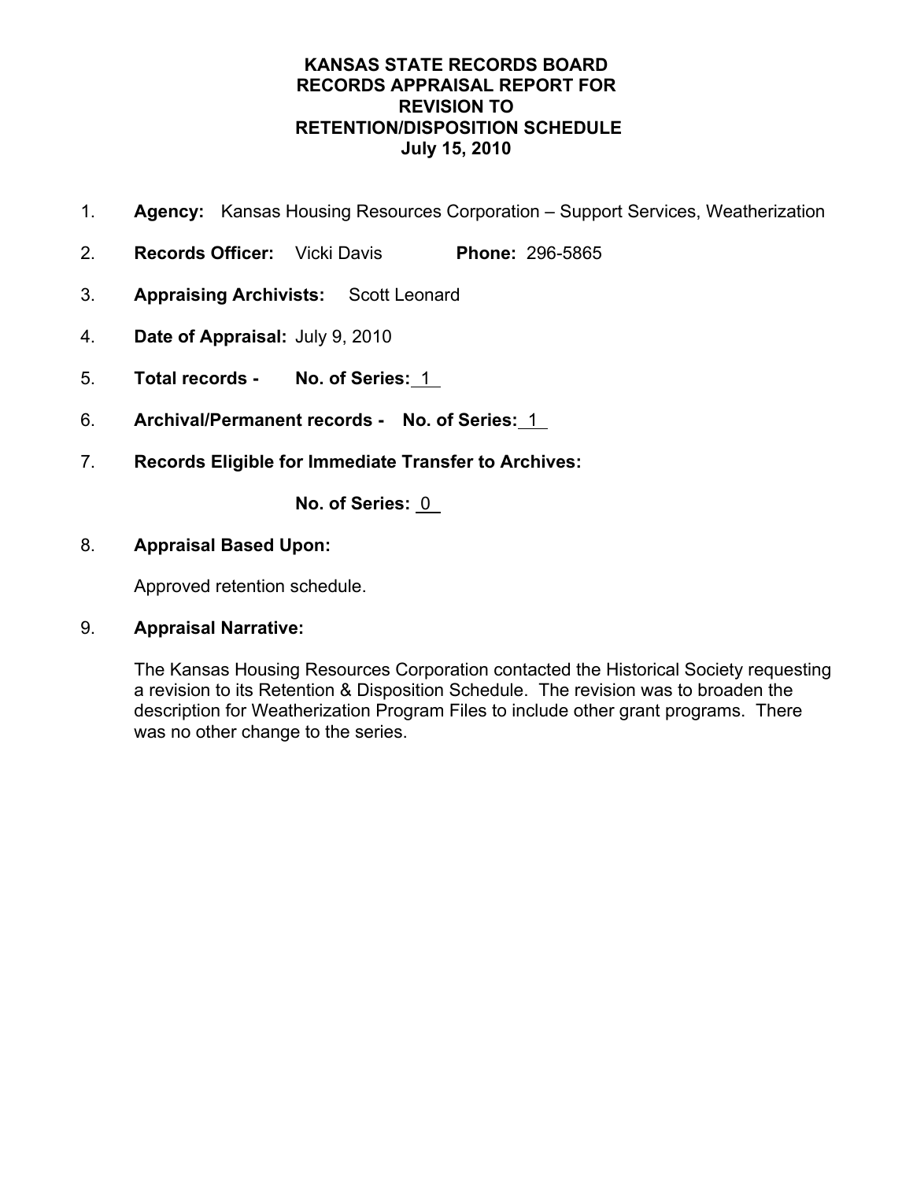**KANSAS STATE RECORDS BOARD**
**RECORDS APPRAISAL REPORT FOR**
**REVISION TO**
**RETENTION/DISPOSITION SCHEDULE**
**July 15, 2010**

1. **Agency:** Kansas Housing Resources Corporation – Support Services, Weatherization

2. **Records Officer:** Vicki Davis **Phone:** 296-5865

3. **Appraising Archivists:** Scott Leonard

4. **Date of Appraisal:** July 9, 2010

5. **Total records - No. of Series:** 1

6. **Archival/Permanent records - No. of Series:** 1

7. **Records Eligible for Immediate Transfer to Archives:**

   **No. of Series:** 0

8. **Appraisal Based Upon:**

   Approved retention schedule.

9. **Appraisal Narrative:**

   The Kansas Housing Resources Corporation contacted the Historical Society requesting a revision to its Retention & Disposition Schedule. The revision was to broaden the description for Weatherization Program Files to include other grant programs. There was no other change to the series.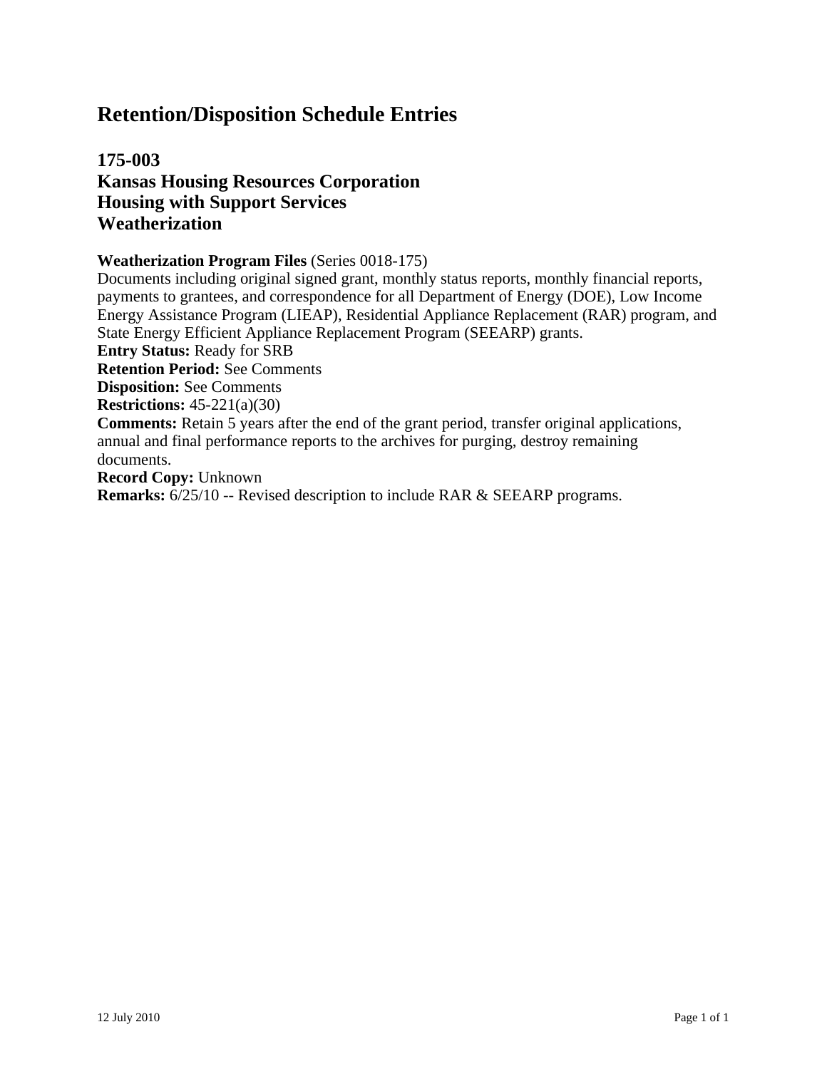# Retention/Disposition Schedule Entries

## 175-003
## Kansas Housing Resources Corporation
## Housing with Support Services
## Weatherization

**Weatherization Program Files** (Series 0018-175)
Documents including original signed grant, monthly status reports, monthly financial reports, payments to grantees, and correspondence for all Department of Energy (DOE), Low Income Energy Assistance Program (LIEAP), Residential Appliance Replacement (RAR) program, and State Energy Efficient Appliance Replacement Program (SEEARP) grants.
**Entry Status:** Ready for SRB
**Retention Period:** See Comments
**Disposition:** See Comments
**Restrictions:** 45-221(a)(30)
**Comments:** Retain 5 years after the end of the grant period, transfer original applications, annual and final performance reports to the archives for purging, destroy remaining documents.
**Record Copy:** Unknown
**Remarks:** 6/25/10 -- Revised description to include RAR & SEEARP programs.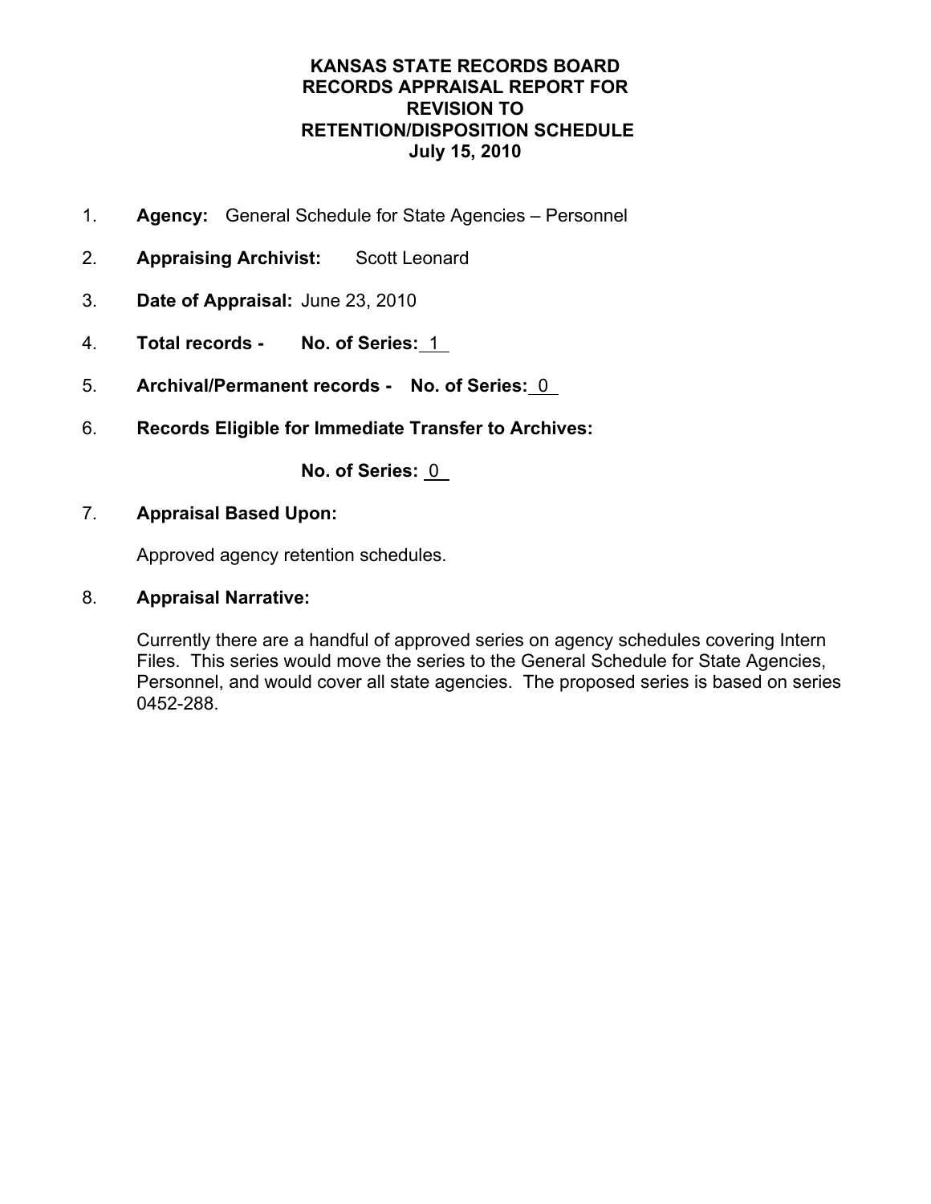**KANSAS STATE RECORDS BOARD**
**RECORDS APPRAISAL REPORT FOR**
**REVISION TO**
**RETENTION/DISPOSITION SCHEDULE**
**July 15, 2010**

1. **Agency:** General Schedule for State Agencies – Personnel

2. **Appraising Archivist:** Scott Leonard

3. **Date of Appraisal:** June 23, 2010

4. **Total records - No. of Series:** 1

5. **Archival/Permanent records - No. of Series:** 0

6. **Records Eligible for Immediate Transfer to Archives:**

   **No. of Series:** 0

7. **Appraisal Based Upon:**

   Approved agency retention schedules.

8. **Appraisal Narrative:**

   Currently there are a handful of approved series on agency schedules covering Intern Files. This series would move the series to the General Schedule for State Agencies, Personnel, and would cover all state agencies. The proposed series is based on series 0452-288.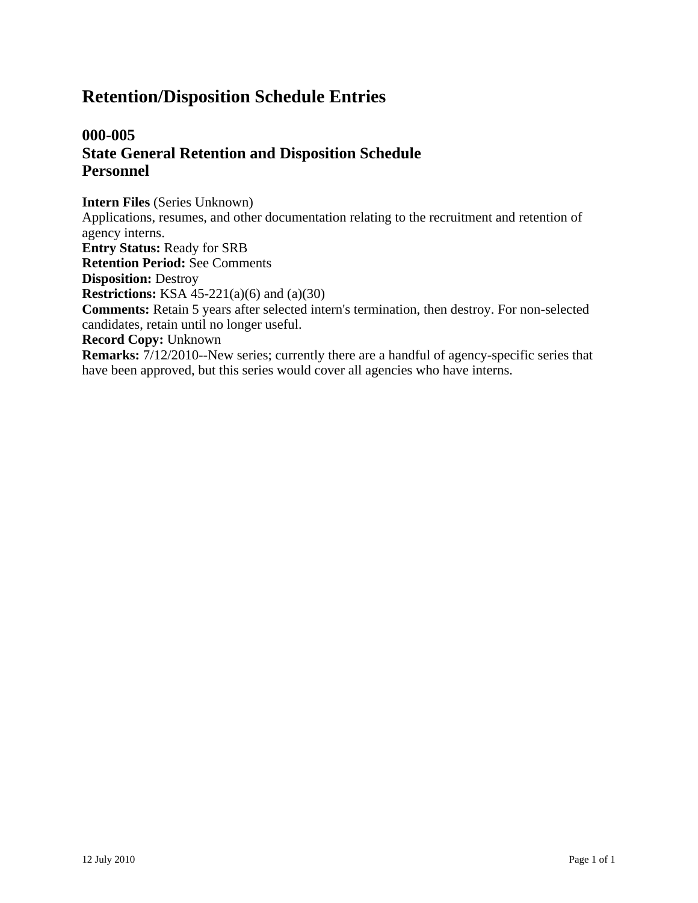# Retention/Disposition Schedule Entries

## 000-005
## State General Retention and Disposition Schedule
## Personnel

**Intern Files** (Series Unknown)
Applications, resumes, and other documentation relating to the recruitment and retention of agency interns.
**Entry Status:** Ready for SRB
**Retention Period:** See Comments
**Disposition:** Destroy
**Restrictions:** KSA 45-221(a)(6) and (a)(30)
**Comments:** Retain 5 years after selected intern's termination, then destroy. For non-selected candidates, retain until no longer useful.
**Record Copy:** Unknown
**Remarks:** 7/12/2010--New series; currently there are a handful of agency-specific series that have been approved, but this series would cover all agencies who have interns.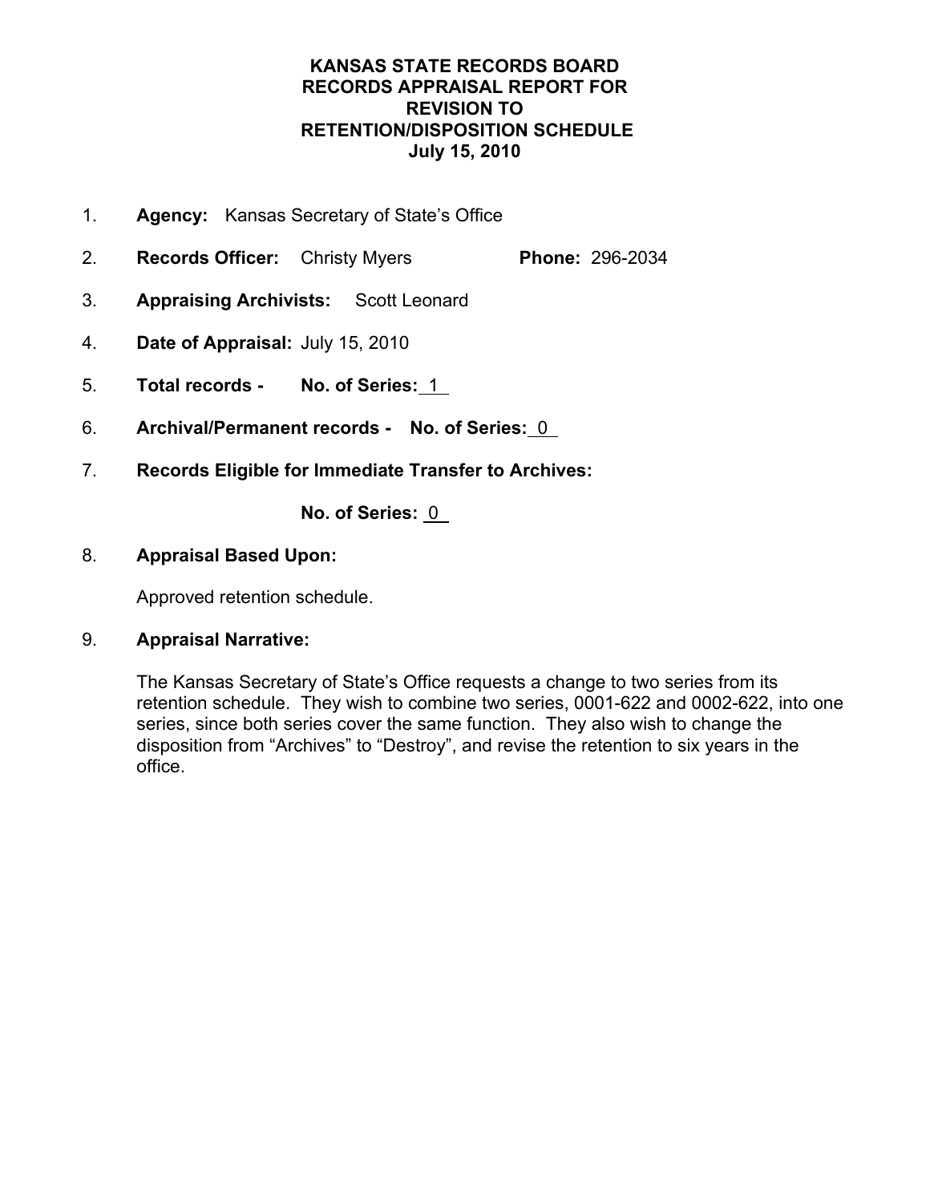# KANSAS STATE RECORDS BOARD
# RECORDS APPRAISAL REPORT FOR
# REVISION TO
# RETENTION/DISPOSITION SCHEDULE
# July 15, 2010

1. **Agency:** Kansas Secretary of State's Office
2. **Records Officer:** Christy Myers **Phone:** 296-2034
3. **Appraising Archivists:** Scott Leonard
4. **Date of Appraisal:** July 15, 2010
5. **Total records - No. of Series:** 1
6. **Archival/Permanent records - No. of Series:** 0
7. **Records Eligible for Immediate Transfer to Archives:**

   **No. of Series:** 0

8. **Appraisal Based Upon:**

   Approved retention schedule.

9. **Appraisal Narrative:**

   The Kansas Secretary of State's Office requests a change to two series from its retention schedule. They wish to combine two series, 0001-622 and 0002-622, into one series, since both series cover the same function. They also wish to change the disposition from "Archives" to "Destroy", and revise the retention to six years in the office.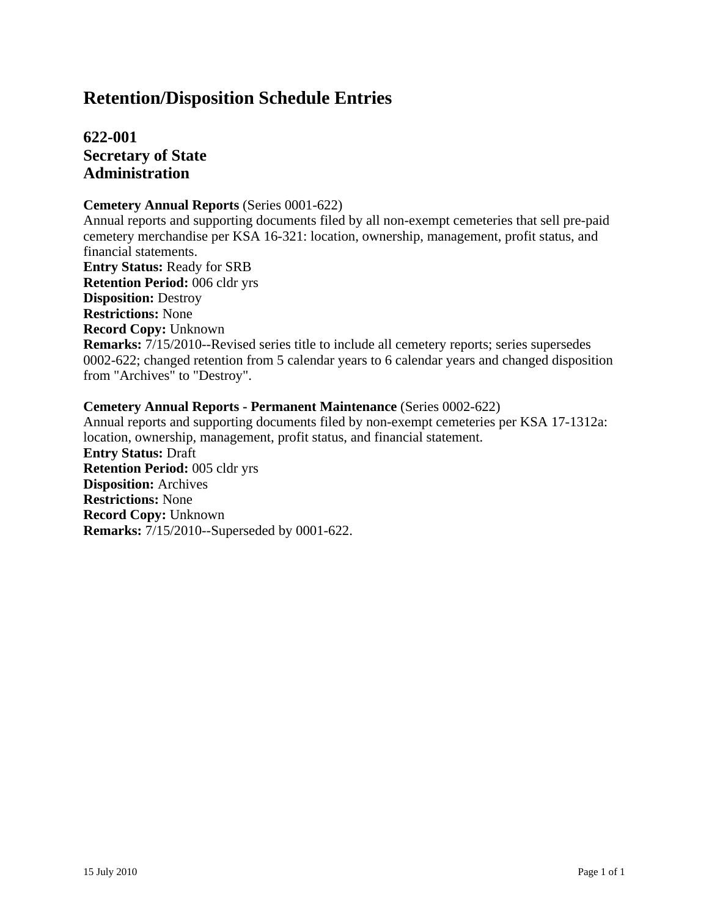# Retention/Disposition Schedule Entries

## 622-001
## Secretary of State
## Administration

**Cemetery Annual Reports** (Series 0001-622)
Annual reports and supporting documents filed by all non-exempt cemeteries that sell pre-paid cemetery merchandise per KSA 16-321: location, ownership, management, profit status, and financial statements.
**Entry Status:** Ready for SRB
**Retention Period:** 006 cldr yrs
**Disposition:** Destroy
**Restrictions:** None
**Record Copy:** Unknown
**Remarks:** 7/15/2010--Revised series title to include all cemetery reports; series supersedes 0002-622; changed retention from 5 calendar years to 6 calendar years and changed disposition from "Archives" to "Destroy".

**Cemetery Annual Reports - Permanent Maintenance** (Series 0002-622)
Annual reports and supporting documents filed by non-exempt cemeteries per KSA 17-1312a: location, ownership, management, profit status, and financial statement.
**Entry Status:** Draft
**Retention Period:** 005 cldr yrs
**Disposition:** Archives
**Restrictions:** None
**Record Copy:** Unknown
**Remarks:** 7/15/2010--Superseded by 0001-622.

15 July 2010